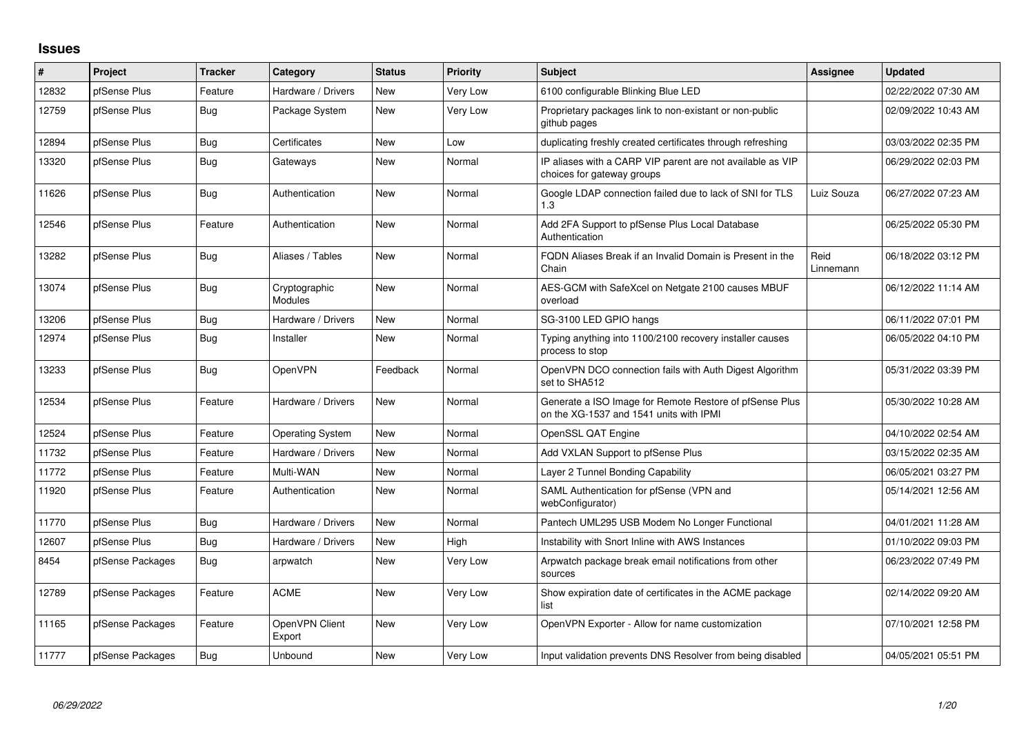## Issues

| # | Project | Tracker | Category | Status | Priority | Subject | Assignee | Updated |
|---|---|---|---|---|---|---|---|---|
| 12832 | pfSense Plus | Feature | Hardware / Drivers | New | Very Low | 6100 configurable Blinking Blue LED | | 02/22/2022 07:30 AM |
| 12759 | pfSense Plus | Bug | Package System | New | Very Low | Proprietary packages link to non-existant or non-public github pages | | 02/09/2022 10:43 AM |
| 12894 | pfSense Plus | Bug | Certificates | New | Low | duplicating freshly created certificates through refreshing | | 03/03/2022 02:35 PM |
| 13320 | pfSense Plus | Bug | Gateways | New | Normal | IP aliases with a CARP VIP parent are not available as VIP choices for gateway groups | | 06/29/2022 02:03 PM |
| 11626 | pfSense Plus | Bug | Authentication | New | Normal | Google LDAP connection failed due to lack of SNI for TLS 1.3 | Luiz Souza | 06/27/2022 07:23 AM |
| 12546 | pfSense Plus | Feature | Authentication | New | Normal | Add 2FA Support to pfSense Plus Local Database Authentication | | 06/25/2022 05:30 PM |
| 13282 | pfSense Plus | Bug | Aliases / Tables | New | Normal | FQDN Aliases Break if an Invalid Domain is Present in the Chain | Reid Linnemann | 06/18/2022 03:12 PM |
| 13074 | pfSense Plus | Bug | Cryptographic Modules | New | Normal | AES-GCM with SafeXcel on Netgate 2100 causes MBUF overload | | 06/12/2022 11:14 AM |
| 13206 | pfSense Plus | Bug | Hardware / Drivers | New | Normal | SG-3100 LED GPIO hangs | | 06/11/2022 07:01 PM |
| 12974 | pfSense Plus | Bug | Installer | New | Normal | Typing anything into 1100/2100 recovery installer causes process to stop | | 06/05/2022 04:10 PM |
| 13233 | pfSense Plus | Bug | OpenVPN | Feedback | Normal | OpenVPN DCO connection fails with Auth Digest Algorithm set to SHA512 | | 05/31/2022 03:39 PM |
| 12534 | pfSense Plus | Feature | Hardware / Drivers | New | Normal | Generate a ISO Image for Remote Restore of pfSense Plus on the XG-1537 and 1541 units with IPMI | | 05/30/2022 10:28 AM |
| 12524 | pfSense Plus | Feature | Operating System | New | Normal | OpenSSL QAT Engine | | 04/10/2022 02:54 AM |
| 11732 | pfSense Plus | Feature | Hardware / Drivers | New | Normal | Add VXLAN Support to pfSense Plus | | 03/15/2022 02:35 AM |
| 11772 | pfSense Plus | Feature | Multi-WAN | New | Normal | Layer 2 Tunnel Bonding Capability | | 06/05/2021 03:27 PM |
| 11920 | pfSense Plus | Feature | Authentication | New | Normal | SAML Authentication for pfSense (VPN and webConfigurator) | | 05/14/2021 12:56 AM |
| 11770 | pfSense Plus | Bug | Hardware / Drivers | New | Normal | Pantech UML295 USB Modem No Longer Functional | | 04/01/2021 11:28 AM |
| 12607 | pfSense Plus | Bug | Hardware / Drivers | New | High | Instability with Snort Inline with AWS Instances | | 01/10/2022 09:03 PM |
| 8454 | pfSense Packages | Bug | arpwatch | New | Very Low | Arpwatch package break email notifications from other sources | | 06/23/2022 07:49 PM |
| 12789 | pfSense Packages | Feature | ACME | New | Very Low | Show expiration date of certificates in the ACME package list | | 02/14/2022 09:20 AM |
| 11165 | pfSense Packages | Feature | OpenVPN Client Export | New | Very Low | OpenVPN Exporter - Allow for name customization | | 07/10/2021 12:58 PM |
| 11777 | pfSense Packages | Bug | Unbound | New | Very Low | Input validation prevents DNS Resolver from being disabled | | 04/05/2021 05:51 PM |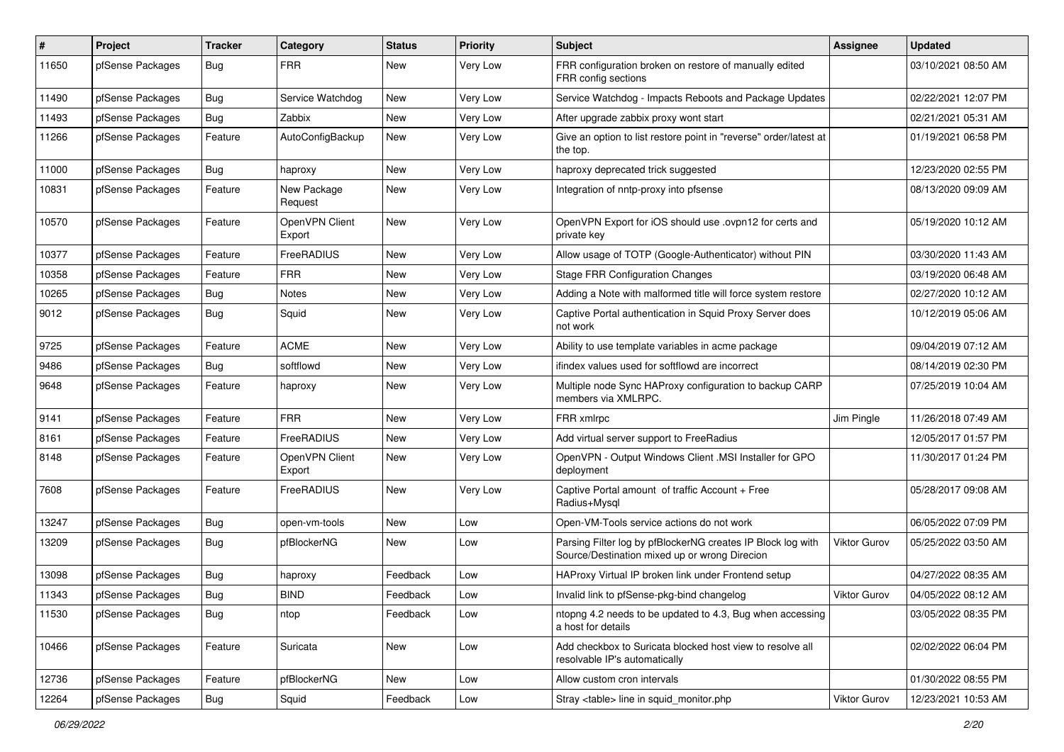| # | Project | Tracker | Category | Status | Priority | Subject | Assignee | Updated |
|---|---|---|---|---|---|---|---|---|
| 11650 | pfSense Packages | Bug | FRR | New | Very Low | FRR configuration broken on restore of manually edited FRR config sections | | 03/10/2021 08:50 AM |
| 11490 | pfSense Packages | Bug | Service Watchdog | New | Very Low | Service Watchdog - Impacts Reboots and Package Updates | | 02/22/2021 12:07 PM |
| 11493 | pfSense Packages | Bug | Zabbix | New | Very Low | After upgrade zabbix proxy wont start | | 02/21/2021 05:31 AM |
| 11266 | pfSense Packages | Feature | AutoConfigBackup | New | Very Low | Give an option to list restore point in "reverse" order/latest at the top. | | 01/19/2021 06:58 PM |
| 11000 | pfSense Packages | Bug | haproxy | New | Very Low | haproxy deprecated trick suggested | | 12/23/2020 02:55 PM |
| 10831 | pfSense Packages | Feature | New Package Request | New | Very Low | Integration of nntp-proxy into pfsense | | 08/13/2020 09:09 AM |
| 10570 | pfSense Packages | Feature | OpenVPN Client Export | New | Very Low | OpenVPN Export for iOS should use .ovpn12 for certs and private key | | 05/19/2020 10:12 AM |
| 10377 | pfSense Packages | Feature | FreeRADIUS | New | Very Low | Allow usage of TOTP (Google-Authenticator) without PIN | | 03/30/2020 11:43 AM |
| 10358 | pfSense Packages | Feature | FRR | New | Very Low | Stage FRR Configuration Changes | | 03/19/2020 06:48 AM |
| 10265 | pfSense Packages | Bug | Notes | New | Very Low | Adding a Note with malformed title will force system restore | | 02/27/2020 10:12 AM |
| 9012 | pfSense Packages | Bug | Squid | New | Very Low | Captive Portal authentication in Squid Proxy Server does not work | | 10/12/2019 05:06 AM |
| 9725 | pfSense Packages | Feature | ACME | New | Very Low | Ability to use template variables in acme package | | 09/04/2019 07:12 AM |
| 9486 | pfSense Packages | Bug | softflowd | New | Very Low | ifindex values used for softflowd are incorrect | | 08/14/2019 02:30 PM |
| 9648 | pfSense Packages | Feature | haproxy | New | Very Low | Multiple node Sync HAProxy configuration to backup CARP members via XMLRPC. | | 07/25/2019 10:04 AM |
| 9141 | pfSense Packages | Feature | FRR | New | Very Low | FRR xmlrpc | Jim Pingle | 11/26/2018 07:49 AM |
| 8161 | pfSense Packages | Feature | FreeRADIUS | New | Very Low | Add virtual server support to FreeRadius | | 12/05/2017 01:57 PM |
| 8148 | pfSense Packages | Feature | OpenVPN Client Export | New | Very Low | OpenVPN - Output Windows Client .MSI Installer for GPO deployment | | 11/30/2017 01:24 PM |
| 7608 | pfSense Packages | Feature | FreeRADIUS | New | Very Low | Captive Portal amount of traffic Account + Free Radius+Mysql | | 05/28/2017 09:08 AM |
| 13247 | pfSense Packages | Bug | open-vm-tools | New | Low | Open-VM-Tools service actions do not work | | 06/05/2022 07:09 PM |
| 13209 | pfSense Packages | Bug | pfBlockerNG | New | Low | Parsing Filter log by pfBlockerNG creates IP Block log with Source/Destination mixed up or wrong Direcion | Viktor Gurov | 05/25/2022 03:50 AM |
| 13098 | pfSense Packages | Bug | haproxy | Feedback | Low | HAProxy Virtual IP broken link under Frontend setup | | 04/27/2022 08:35 AM |
| 11343 | pfSense Packages | Bug | BIND | Feedback | Low | Invalid link to pfSense-pkg-bind changelog | Viktor Gurov | 04/05/2022 08:12 AM |
| 11530 | pfSense Packages | Bug | ntop | Feedback | Low | ntopng 4.2 needs to be updated to 4.3, Bug when accessing a host for details | | 03/05/2022 08:35 PM |
| 10466 | pfSense Packages | Feature | Suricata | New | Low | Add checkbox to Suricata blocked host view to resolve all resolvable IP's automatically | | 02/02/2022 06:04 PM |
| 12736 | pfSense Packages | Feature | pfBlockerNG | New | Low | Allow custom cron intervals | | 01/30/2022 08:55 PM |
| 12264 | pfSense Packages | Bug | Squid | Feedback | Low | Stray <table> line in squid_monitor.php | Viktor Gurov | 12/23/2021 10:53 AM |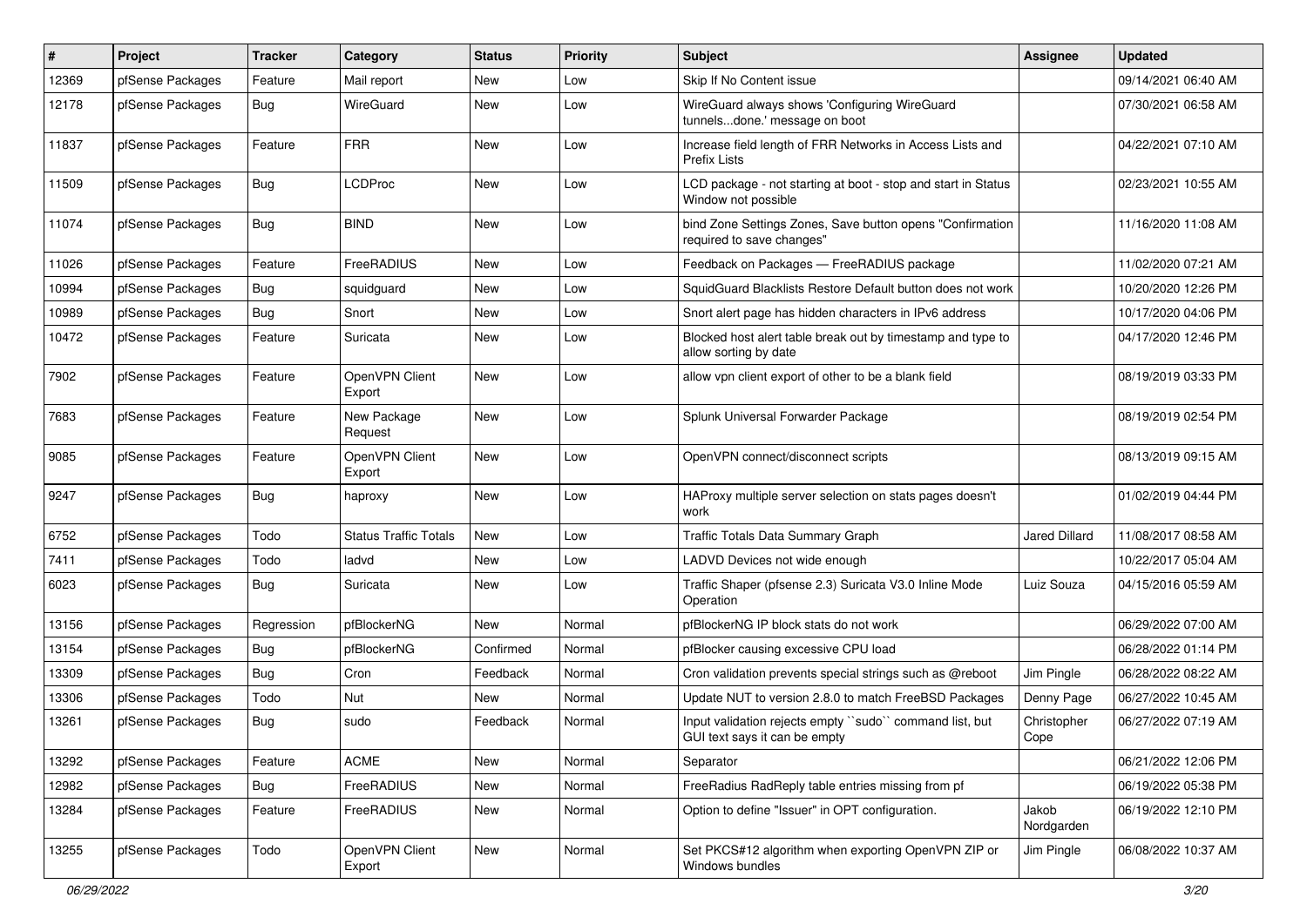| # | Project | Tracker | Category | Status | Priority | Subject | Assignee | Updated |
|---|---|---|---|---|---|---|---|---|
| 12369 | pfSense Packages | Feature | Mail report | New | Low | Skip If No Content issue | | 09/14/2021 06:40 AM |
| 12178 | pfSense Packages | Bug | WireGuard | New | Low | WireGuard always shows 'Configuring WireGuard tunnels...done.' message on boot | | 07/30/2021 06:58 AM |
| 11837 | pfSense Packages | Feature | FRR | New | Low | Increase field length of FRR Networks in Access Lists and Prefix Lists | | 04/22/2021 07:10 AM |
| 11509 | pfSense Packages | Bug | LCDProc | New | Low | LCD package - not starting at boot - stop and start in Status Window not possible | | 02/23/2021 10:55 AM |
| 11074 | pfSense Packages | Bug | BIND | New | Low | bind Zone Settings Zones, Save button opens "Confirmation required to save changes" | | 11/16/2020 11:08 AM |
| 11026 | pfSense Packages | Feature | FreeRADIUS | New | Low | Feedback on Packages — FreeRADIUS package | | 11/02/2020 07:21 AM |
| 10994 | pfSense Packages | Bug | squidguard | New | Low | SquidGuard Blacklists Restore Default button does not work | | 10/20/2020 12:26 PM |
| 10989 | pfSense Packages | Bug | Snort | New | Low | Snort alert page has hidden characters in IPv6 address | | 10/17/2020 04:06 PM |
| 10472 | pfSense Packages | Feature | Suricata | New | Low | Blocked host alert table break out by timestamp and type to allow sorting by date | | 04/17/2020 12:46 PM |
| 7902 | pfSense Packages | Feature | OpenVPN Client Export | New | Low | allow vpn client export of other to be a blank field | | 08/19/2019 03:33 PM |
| 7683 | pfSense Packages | Feature | New Package Request | New | Low | Splunk Universal Forwarder Package | | 08/19/2019 02:54 PM |
| 9085 | pfSense Packages | Feature | OpenVPN Client Export | New | Low | OpenVPN connect/disconnect scripts | | 08/13/2019 09:15 AM |
| 9247 | pfSense Packages | Bug | haproxy | New | Low | HAProxy multiple server selection on stats pages doesn't work | | 01/02/2019 04:44 PM |
| 6752 | pfSense Packages | Todo | Status Traffic Totals | New | Low | Traffic Totals Data Summary Graph | Jared Dillard | 11/08/2017 08:58 AM |
| 7411 | pfSense Packages | Todo | ladvd | New | Low | LADVD Devices not wide enough | | 10/22/2017 05:04 AM |
| 6023 | pfSense Packages | Bug | Suricata | New | Low | Traffic Shaper (pfsense 2.3) Suricata V3.0 Inline Mode Operation | Luiz Souza | 04/15/2016 05:59 AM |
| 13156 | pfSense Packages | Regression | pfBlockerNG | New | Normal | pfBlockerNG IP block stats do not work | | 06/29/2022 07:00 AM |
| 13154 | pfSense Packages | Bug | pfBlockerNG | Confirmed | Normal | pfBlocker causing excessive CPU load | | 06/28/2022 01:14 PM |
| 13309 | pfSense Packages | Bug | Cron | Feedback | Normal | Cron validation prevents special strings such as @reboot | Jim Pingle | 06/28/2022 08:22 AM |
| 13306 | pfSense Packages | Todo | Nut | New | Normal | Update NUT to version 2.8.0 to match FreeBSD Packages | Denny Page | 06/27/2022 10:45 AM |
| 13261 | pfSense Packages | Bug | sudo | Feedback | Normal | Input validation rejects empty ``sudo`` command list, but GUI text says it can be empty | Christopher Cope | 06/27/2022 07:19 AM |
| 13292 | pfSense Packages | Feature | ACME | New | Normal | Separator | | 06/21/2022 12:06 PM |
| 12982 | pfSense Packages | Bug | FreeRADIUS | New | Normal | FreeRadius RadReply table entries missing from pf | | 06/19/2022 05:38 PM |
| 13284 | pfSense Packages | Feature | FreeRADIUS | New | Normal | Option to define "Issuer" in OPT configuration. | Jakob Nordgarden | 06/19/2022 12:10 PM |
| 13255 | pfSense Packages | Todo | OpenVPN Client Export | New | Normal | Set PKCS#12 algorithm when exporting OpenVPN ZIP or Windows bundles | Jim Pingle | 06/08/2022 10:37 AM |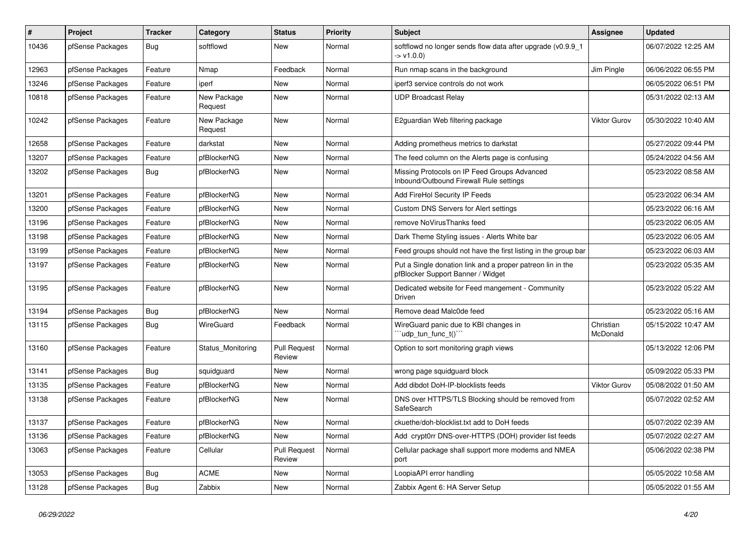| # | Project | Tracker | Category | Status | Priority | Subject | Assignee | Updated |
|---|---|---|---|---|---|---|---|---|
| 10436 | pfSense Packages | Bug | softflowd | New | Normal | softflowd no longer sends flow data after upgrade (v0.9.9_1 -> v1.0.0) | | 06/07/2022 12:25 AM |
| 12963 | pfSense Packages | Feature | Nmap | Feedback | Normal | Run nmap scans in the background | Jim Pingle | 06/06/2022 06:55 PM |
| 13246 | pfSense Packages | Feature | iperf | New | Normal | iperf3 service controls do not work | | 06/05/2022 06:51 PM |
| 10818 | pfSense Packages | Feature | New Package Request | New | Normal | UDP Broadcast Relay | | 05/31/2022 02:13 AM |
| 10242 | pfSense Packages | Feature | New Package Request | New | Normal | E2guardian Web filtering package | Viktor Gurov | 05/30/2022 10:40 AM |
| 12658 | pfSense Packages | Feature | darkstat | New | Normal | Adding prometheus metrics to darkstat | | 05/27/2022 09:44 PM |
| 13207 | pfSense Packages | Feature | pfBlockerNG | New | Normal | The feed column on the Alerts page is confusing | | 05/24/2022 04:56 AM |
| 13202 | pfSense Packages | Bug | pfBlockerNG | New | Normal | Missing Protocols on IP Feed Groups Advanced Inbound/Outbound Firewall Rule settings | | 05/23/2022 08:58 AM |
| 13201 | pfSense Packages | Feature | pfBlockerNG | New | Normal | Add FireHol Security IP Feeds | | 05/23/2022 06:34 AM |
| 13200 | pfSense Packages | Feature | pfBlockerNG | New | Normal | Custom DNS Servers for Alert settings | | 05/23/2022 06:16 AM |
| 13196 | pfSense Packages | Feature | pfBlockerNG | New | Normal | remove NoVirusThanks feed | | 05/23/2022 06:05 AM |
| 13198 | pfSense Packages | Feature | pfBlockerNG | New | Normal | Dark Theme Styling issues - Alerts White bar | | 05/23/2022 06:05 AM |
| 13199 | pfSense Packages | Feature | pfBlockerNG | New | Normal | Feed groups should not have the first listing in the group bar | | 05/23/2022 06:03 AM |
| 13197 | pfSense Packages | Feature | pfBlockerNG | New | Normal | Put a Single donation link and a proper patreon lin in the pfBlocker Support Banner / Widget | | 05/23/2022 05:35 AM |
| 13195 | pfSense Packages | Feature | pfBlockerNG | New | Normal | Dedicated website for Feed mangement - Community Driven | | 05/23/2022 05:22 AM |
| 13194 | pfSense Packages | Bug | pfBlockerNG | New | Normal | Remove dead Malc0de feed | | 05/23/2022 05:16 AM |
| 13115 | pfSense Packages | Bug | WireGuard | Feedback | Normal | WireGuard panic due to KBI changes in ```udp_tun_func_t()``` | Christian McDonald | 05/15/2022 10:47 AM |
| 13160 | pfSense Packages | Feature | Status_Monitoring | Pull Request Review | Normal | Option to sort monitoring graph views | | 05/13/2022 12:06 PM |
| 13141 | pfSense Packages | Bug | squidguard | New | Normal | wrong page squidguard block | | 05/09/2022 05:33 PM |
| 13135 | pfSense Packages | Feature | pfBlockerNG | New | Normal | Add dibdot DoH-IP-blocklists feeds | Viktor Gurov | 05/08/2022 01:50 AM |
| 13138 | pfSense Packages | Feature | pfBlockerNG | New | Normal | DNS over HTTPS/TLS Blocking should be removed from SafeSearch | | 05/07/2022 02:52 AM |
| 13137 | pfSense Packages | Feature | pfBlockerNG | New | Normal | ckuethe/doh-blocklist.txt add to DoH feeds | | 05/07/2022 02:39 AM |
| 13136 | pfSense Packages | Feature | pfBlockerNG | New | Normal | Add crypt0rr DNS-over-HTTPS (DOH) provider list feeds | | 05/07/2022 02:27 AM |
| 13063 | pfSense Packages | Feature | Cellular | Pull Request Review | Normal | Cellular package shall support more modems and NMEA port | | 05/06/2022 02:38 PM |
| 13053 | pfSense Packages | Bug | ACME | New | Normal | LoopiaAPI error handling | | 05/05/2022 10:58 AM |
| 13128 | pfSense Packages | Bug | Zabbix | New | Normal | Zabbix Agent 6: HA Server Setup | | 05/05/2022 01:55 AM |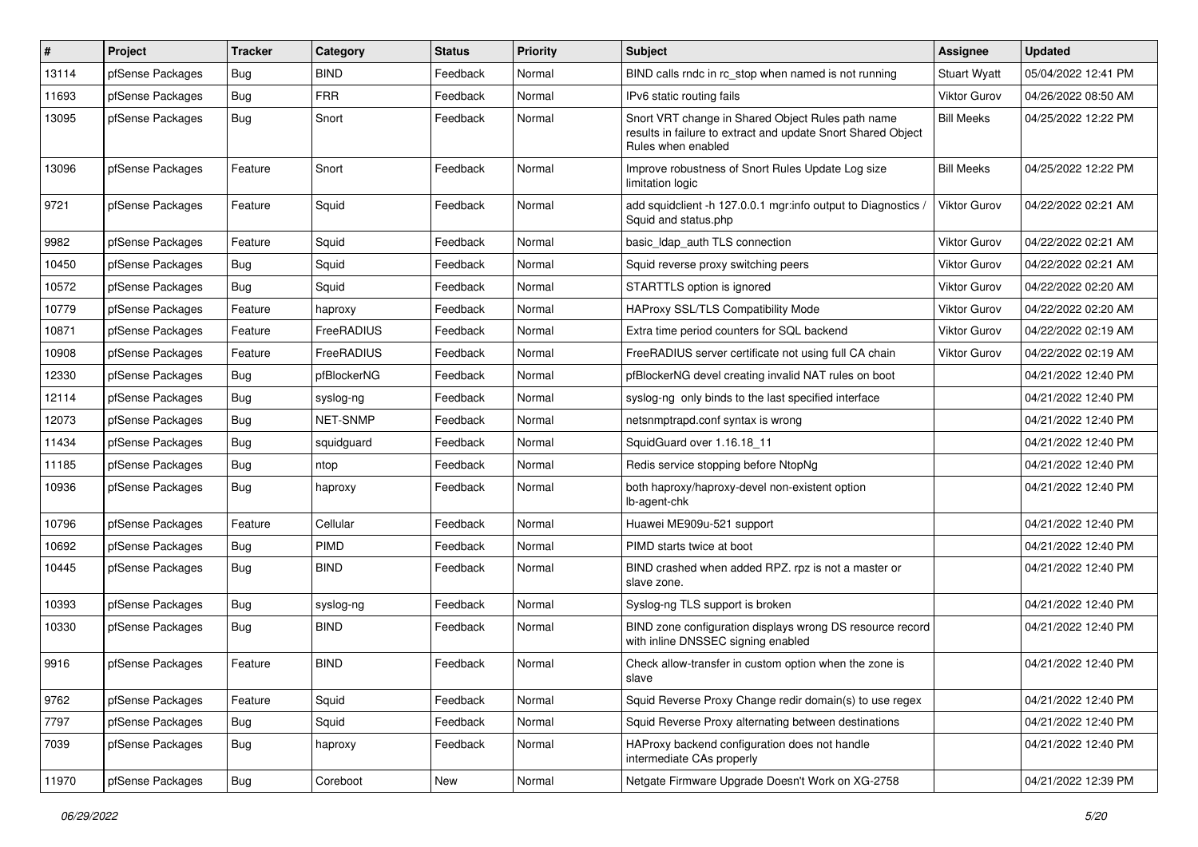| # | Project | Tracker | Category | Status | Priority | Subject | Assignee | Updated |
|---|---|---|---|---|---|---|---|---|
| 13114 | pfSense Packages | Bug | BIND | Feedback | Normal | BIND calls rndc in rc_stop when named is not running | Stuart Wyatt | 05/04/2022 12:41 PM |
| 11693 | pfSense Packages | Bug | FRR | Feedback | Normal | IPv6 static routing fails | Viktor Gurov | 04/26/2022 08:50 AM |
| 13095 | pfSense Packages | Bug | Snort | Feedback | Normal | Snort VRT change in Shared Object Rules path name results in failure to extract and update Snort Shared Object Rules when enabled | Bill Meeks | 04/25/2022 12:22 PM |
| 13096 | pfSense Packages | Feature | Snort | Feedback | Normal | Improve robustness of Snort Rules Update Log size limitation logic | Bill Meeks | 04/25/2022 12:22 PM |
| 9721 | pfSense Packages | Feature | Squid | Feedback | Normal | add squidclient -h 127.0.0.1 mgr:info output to Diagnostics / Squid and status.php | Viktor Gurov | 04/22/2022 02:21 AM |
| 9982 | pfSense Packages | Feature | Squid | Feedback | Normal | basic_ldap_auth TLS connection | Viktor Gurov | 04/22/2022 02:21 AM |
| 10450 | pfSense Packages | Bug | Squid | Feedback | Normal | Squid reverse proxy switching peers | Viktor Gurov | 04/22/2022 02:21 AM |
| 10572 | pfSense Packages | Bug | Squid | Feedback | Normal | STARTTLS option is ignored | Viktor Gurov | 04/22/2022 02:20 AM |
| 10779 | pfSense Packages | Feature | haproxy | Feedback | Normal | HAProxy SSL/TLS Compatibility Mode | Viktor Gurov | 04/22/2022 02:20 AM |
| 10871 | pfSense Packages | Feature | FreeRADIUS | Feedback | Normal | Extra time period counters for SQL backend | Viktor Gurov | 04/22/2022 02:19 AM |
| 10908 | pfSense Packages | Feature | FreeRADIUS | Feedback | Normal | FreeRADIUS server certificate not using full CA chain | Viktor Gurov | 04/22/2022 02:19 AM |
| 12330 | pfSense Packages | Bug | pfBlockerNG | Feedback | Normal | pfBlockerNG devel creating invalid NAT rules on boot | | 04/21/2022 12:40 PM |
| 12114 | pfSense Packages | Bug | syslog-ng | Feedback | Normal | syslog-ng only binds to the last specified interface | | 04/21/2022 12:40 PM |
| 12073 | pfSense Packages | Bug | NET-SNMP | Feedback | Normal | netsnmptrapd.conf syntax is wrong | | 04/21/2022 12:40 PM |
| 11434 | pfSense Packages | Bug | squidguard | Feedback | Normal | SquidGuard over 1.16.18_11 | | 04/21/2022 12:40 PM |
| 11185 | pfSense Packages | Bug | ntop | Feedback | Normal | Redis service stopping before NtopNg | | 04/21/2022 12:40 PM |
| 10936 | pfSense Packages | Bug | haproxy | Feedback | Normal | both haproxy/haproxy-devel non-existent option lb-agent-chk | | 04/21/2022 12:40 PM |
| 10796 | pfSense Packages | Feature | Cellular | Feedback | Normal | Huawei ME909u-521 support | | 04/21/2022 12:40 PM |
| 10692 | pfSense Packages | Bug | PIMD | Feedback | Normal | PIMD starts twice at boot | | 04/21/2022 12:40 PM |
| 10445 | pfSense Packages | Bug | BIND | Feedback | Normal | BIND crashed when added RPZ. rpz is not a master or slave zone. | | 04/21/2022 12:40 PM |
| 10393 | pfSense Packages | Bug | syslog-ng | Feedback | Normal | Syslog-ng TLS support is broken | | 04/21/2022 12:40 PM |
| 10330 | pfSense Packages | Bug | BIND | Feedback | Normal | BIND zone configuration displays wrong DS resource record with inline DNSSEC signing enabled | | 04/21/2022 12:40 PM |
| 9916 | pfSense Packages | Feature | BIND | Feedback | Normal | Check allow-transfer in custom option when the zone is slave | | 04/21/2022 12:40 PM |
| 9762 | pfSense Packages | Feature | Squid | Feedback | Normal | Squid Reverse Proxy Change redir domain(s) to use regex | | 04/21/2022 12:40 PM |
| 7797 | pfSense Packages | Bug | Squid | Feedback | Normal | Squid Reverse Proxy alternating between destinations | | 04/21/2022 12:40 PM |
| 7039 | pfSense Packages | Bug | haproxy | Feedback | Normal | HAProxy backend configuration does not handle intermediate CAs properly | | 04/21/2022 12:40 PM |
| 11970 | pfSense Packages | Bug | Coreboot | New | Normal | Netgate Firmware Upgrade Doesn't Work on XG-2758 | | 04/21/2022 12:39 PM |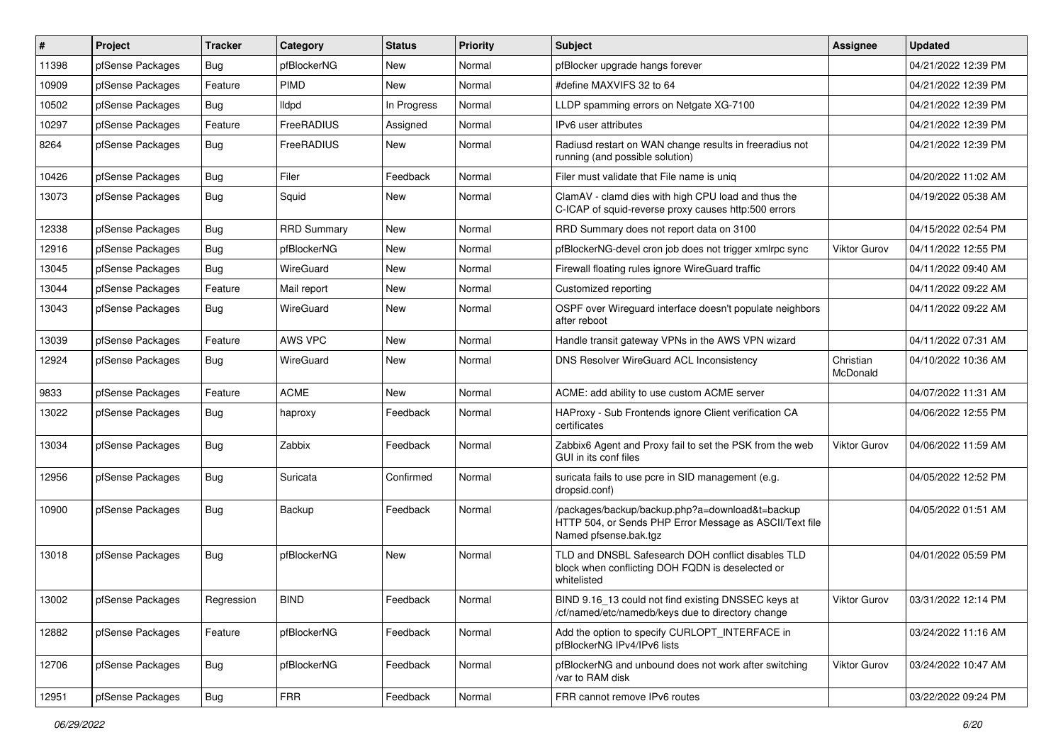| # | Project | Tracker | Category | Status | Priority | Subject | Assignee | Updated |
|---|---|---|---|---|---|---|---|---|
| 11398 | pfSense Packages | Bug | pfBlockerNG | New | Normal | pfBlocker upgrade hangs forever | | 04/21/2022 12:39 PM |
| 10909 | pfSense Packages | Feature | PIMD | New | Normal | #define MAXVIFS 32 to 64 | | 04/21/2022 12:39 PM |
| 10502 | pfSense Packages | Bug | lldpd | In Progress | Normal | LLDP spamming errors on Netgate XG-7100 | | 04/21/2022 12:39 PM |
| 10297 | pfSense Packages | Feature | FreeRADIUS | Assigned | Normal | IPv6 user attributes | | 04/21/2022 12:39 PM |
| 8264 | pfSense Packages | Bug | FreeRADIUS | New | Normal | Radiusd restart on WAN change results in freeradius not running (and possible solution) | | 04/21/2022 12:39 PM |
| 10426 | pfSense Packages | Bug | Filer | Feedback | Normal | Filer must validate that File name is uniq | | 04/20/2022 11:02 AM |
| 13073 | pfSense Packages | Bug | Squid | New | Normal | ClamAV - clamd dies with high CPU load and thus the C-ICAP of squid-reverse proxy causes http:500 errors | | 04/19/2022 05:38 AM |
| 12338 | pfSense Packages | Bug | RRD Summary | New | Normal | RRD Summary does not report data on 3100 | | 04/15/2022 02:54 PM |
| 12916 | pfSense Packages | Bug | pfBlockerNG | New | Normal | pfBlockerNG-devel cron job does not trigger xmlrpc sync | Viktor Gurov | 04/11/2022 12:55 PM |
| 13045 | pfSense Packages | Bug | WireGuard | New | Normal | Firewall floating rules ignore WireGuard traffic | | 04/11/2022 09:40 AM |
| 13044 | pfSense Packages | Feature | Mail report | New | Normal | Customized reporting | | 04/11/2022 09:22 AM |
| 13043 | pfSense Packages | Bug | WireGuard | New | Normal | OSPF over Wireguard interface doesn't populate neighbors after reboot | | 04/11/2022 09:22 AM |
| 13039 | pfSense Packages | Feature | AWS VPC | New | Normal | Handle transit gateway VPNs in the AWS VPN wizard | | 04/11/2022 07:31 AM |
| 12924 | pfSense Packages | Bug | WireGuard | New | Normal | DNS Resolver WireGuard ACL Inconsistency | Christian McDonald | 04/10/2022 10:36 AM |
| 9833 | pfSense Packages | Feature | ACME | New | Normal | ACME: add ability to use custom ACME server | | 04/07/2022 11:31 AM |
| 13022 | pfSense Packages | Bug | haproxy | Feedback | Normal | HAProxy - Sub Frontends ignore Client verification CA certificates | | 04/06/2022 12:55 PM |
| 13034 | pfSense Packages | Bug | Zabbix | Feedback | Normal | Zabbix6 Agent and Proxy fail to set the PSK from the web GUI in its conf files | Viktor Gurov | 04/06/2022 11:59 AM |
| 12956 | pfSense Packages | Bug | Suricata | Confirmed | Normal | suricata fails to use pcre in SID management (e.g. dropsid.conf) | | 04/05/2022 12:52 PM |
| 10900 | pfSense Packages | Bug | Backup | Feedback | Normal | /packages/backup/backup.php?a=download&t=backup HTTP 504, or Sends PHP Error Message as ASCII/Text file Named pfsense.bak.tgz | | 04/05/2022 01:51 AM |
| 13018 | pfSense Packages | Bug | pfBlockerNG | New | Normal | TLD and DNSBL Safesearch DOH conflict disables TLD block when conflicting DOH FQDN is deselected or whitelisted | | 04/01/2022 05:59 PM |
| 13002 | pfSense Packages | Regression | BIND | Feedback | Normal | BIND 9.16_13 could not find existing DNSSEC keys at /cf/named/etc/namedb/keys due to directory change | Viktor Gurov | 03/31/2022 12:14 PM |
| 12882 | pfSense Packages | Feature | pfBlockerNG | Feedback | Normal | Add the option to specify CURLOPT_INTERFACE in pfBlockerNG IPv4/IPv6 lists | | 03/24/2022 11:16 AM |
| 12706 | pfSense Packages | Bug | pfBlockerNG | Feedback | Normal | pfBlockerNG and unbound does not work after switching /var to RAM disk | Viktor Gurov | 03/24/2022 10:47 AM |
| 12951 | pfSense Packages | Bug | FRR | Feedback | Normal | FRR cannot remove IPv6 routes | | 03/22/2022 09:24 PM |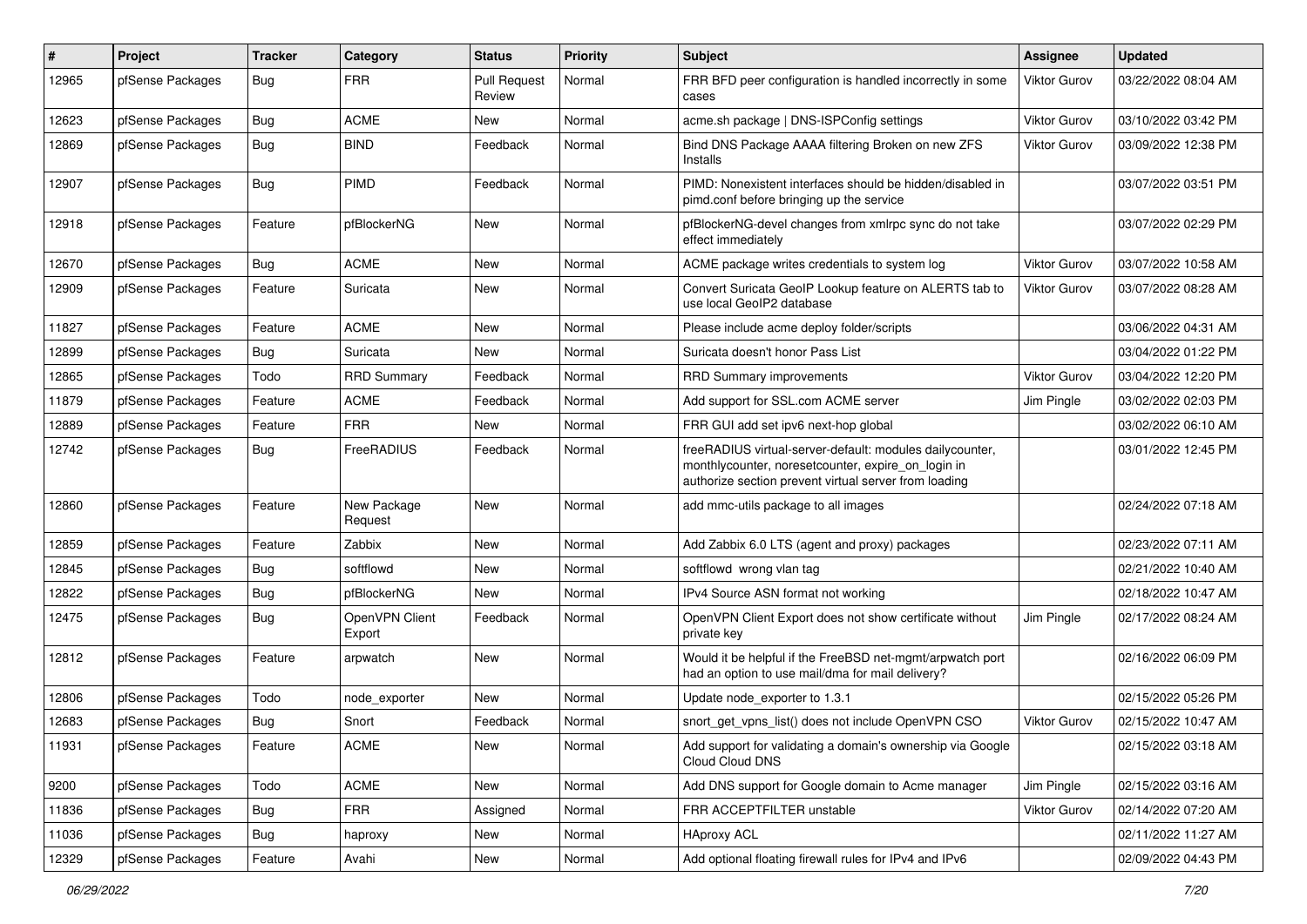| # | Project | Tracker | Category | Status | Priority | Subject | Assignee | Updated |
|---|---|---|---|---|---|---|---|---|
| 12965 | pfSense Packages | Bug | FRR | Pull Request Review | Normal | FRR BFD peer configuration is handled incorrectly in some cases | Viktor Gurov | 03/22/2022 08:04 AM |
| 12623 | pfSense Packages | Bug | ACME | New | Normal | acme.sh package \| DNS-ISPConfig settings | Viktor Gurov | 03/10/2022 03:42 PM |
| 12869 | pfSense Packages | Bug | BIND | Feedback | Normal | Bind DNS Package AAAA filtering Broken on new ZFS Installs | Viktor Gurov | 03/09/2022 12:38 PM |
| 12907 | pfSense Packages | Bug | PIMD | Feedback | Normal | PIMD: Nonexistent interfaces should be hidden/disabled in pimd.conf before bringing up the service | | 03/07/2022 03:51 PM |
| 12918 | pfSense Packages | Feature | pfBlockerNG | New | Normal | pfBlockerNG-devel changes from xmlrpc sync do not take effect immediately | | 03/07/2022 02:29 PM |
| 12670 | pfSense Packages | Bug | ACME | New | Normal | ACME package writes credentials to system log | Viktor Gurov | 03/07/2022 10:58 AM |
| 12909 | pfSense Packages | Feature | Suricata | New | Normal | Convert Suricata GeoIP Lookup feature on ALERTS tab to use local GeoIP2 database | Viktor Gurov | 03/07/2022 08:28 AM |
| 11827 | pfSense Packages | Feature | ACME | New | Normal | Please include acme deploy folder/scripts | | 03/06/2022 04:31 AM |
| 12899 | pfSense Packages | Bug | Suricata | New | Normal | Suricata doesn't honor Pass List | | 03/04/2022 01:22 PM |
| 12865 | pfSense Packages | Todo | RRD Summary | Feedback | Normal | RRD Summary improvements | Viktor Gurov | 03/04/2022 12:20 PM |
| 11879 | pfSense Packages | Feature | ACME | Feedback | Normal | Add support for SSL.com ACME server | Jim Pingle | 03/02/2022 02:03 PM |
| 12889 | pfSense Packages | Feature | FRR | New | Normal | FRR GUI add set ipv6 next-hop global | | 03/02/2022 06:10 AM |
| 12742 | pfSense Packages | Bug | FreeRADIUS | Feedback | Normal | freeRADIUS virtual-server-default: modules dailycounter, monthlycounter, noresetcounter, expire_on_login in authorize section prevent virtual server from loading | | 03/01/2022 12:45 PM |
| 12860 | pfSense Packages | Feature | New Package Request | New | Normal | add mmc-utils package to all images | | 02/24/2022 07:18 AM |
| 12859 | pfSense Packages | Feature | Zabbix | New | Normal | Add Zabbix 6.0 LTS (agent and proxy) packages | | 02/23/2022 07:11 AM |
| 12845 | pfSense Packages | Bug | softflowd | New | Normal | softflowd wrong vlan tag | | 02/21/2022 10:40 AM |
| 12822 | pfSense Packages | Bug | pfBlockerNG | New | Normal | IPv4 Source ASN format not working | | 02/18/2022 10:47 AM |
| 12475 | pfSense Packages | Bug | OpenVPN Client Export | Feedback | Normal | OpenVPN Client Export does not show certificate without private key | Jim Pingle | 02/17/2022 08:24 AM |
| 12812 | pfSense Packages | Feature | arpwatch | New | Normal | Would it be helpful if the FreeBSD net-mgmt/arpwatch port had an option to use mail/dma for mail delivery? | | 02/16/2022 06:09 PM |
| 12806 | pfSense Packages | Todo | node_exporter | New | Normal | Update node_exporter to 1.3.1 | | 02/15/2022 05:26 PM |
| 12683 | pfSense Packages | Bug | Snort | Feedback | Normal | snort_get_vpns_list() does not include OpenVPN CSO | Viktor Gurov | 02/15/2022 10:47 AM |
| 11931 | pfSense Packages | Feature | ACME | New | Normal | Add support for validating a domain's ownership via Google Cloud Cloud DNS | | 02/15/2022 03:18 AM |
| 9200 | pfSense Packages | Todo | ACME | New | Normal | Add DNS support for Google domain to Acme manager | Jim Pingle | 02/15/2022 03:16 AM |
| 11836 | pfSense Packages | Bug | FRR | Assigned | Normal | FRR ACCEPTFILTER unstable | Viktor Gurov | 02/14/2022 07:20 AM |
| 11036 | pfSense Packages | Bug | haproxy | New | Normal | HAproxy ACL | | 02/11/2022 11:27 AM |
| 12329 | pfSense Packages | Feature | Avahi | New | Normal | Add optional floating firewall rules for IPv4 and IPv6 | | 02/09/2022 04:43 PM |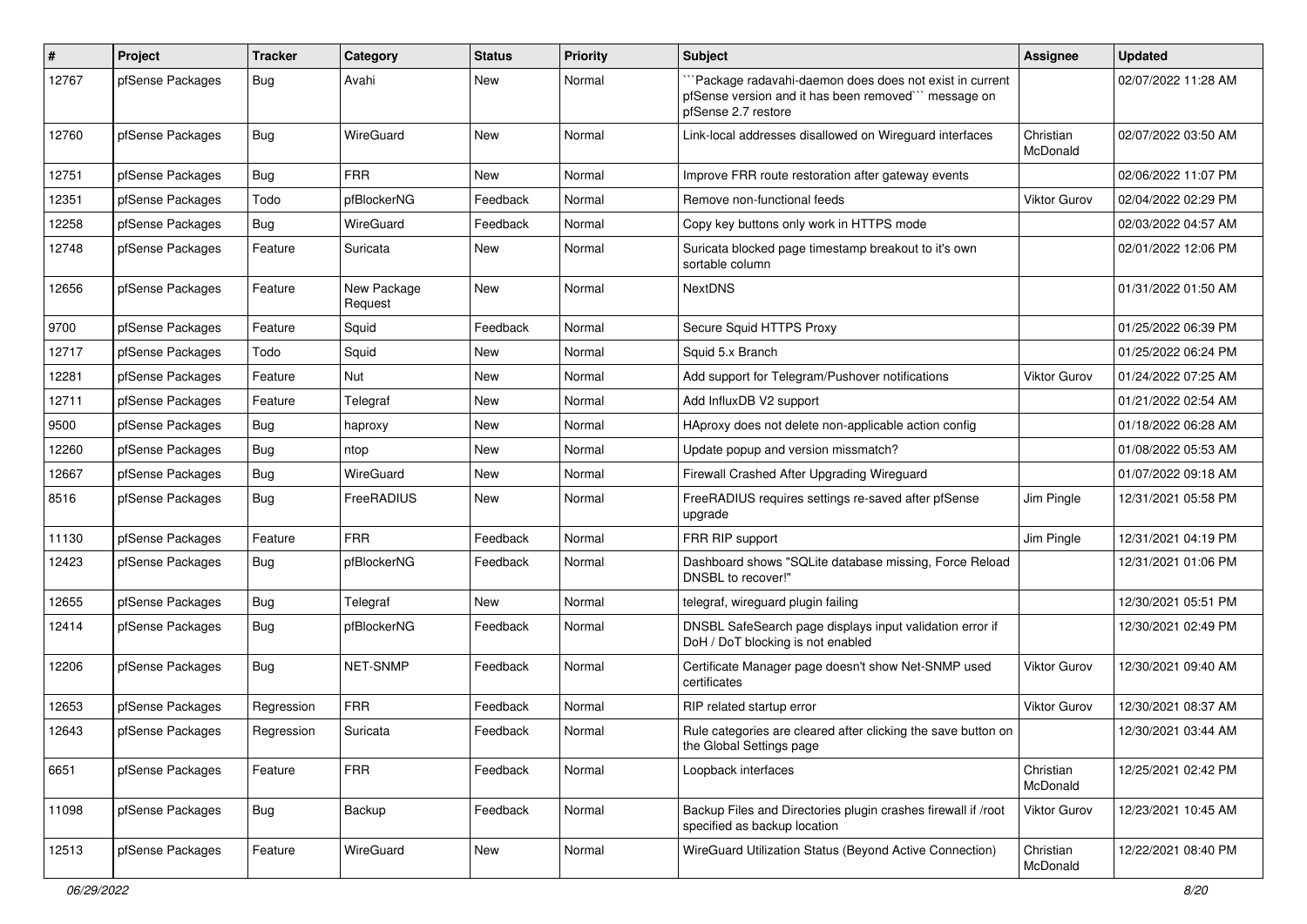| # | Project | Tracker | Category | Status | Priority | Subject | Assignee | Updated |
|---|---|---|---|---|---|---|---|---|
| 12767 | pfSense Packages | Bug | Avahi | New | Normal | ```Package radavahi-daemon does does not exist in current pfSense version and it has been removed``` message on pfSense 2.7 restore | | 02/07/2022 11:28 AM |
| 12760 | pfSense Packages | Bug | WireGuard | New | Normal | Link-local addresses disallowed on Wireguard interfaces | Christian McDonald | 02/07/2022 03:50 AM |
| 12751 | pfSense Packages | Bug | FRR | New | Normal | Improve FRR route restoration after gateway events | | 02/06/2022 11:07 PM |
| 12351 | pfSense Packages | Todo | pfBlockerNG | Feedback | Normal | Remove non-functional feeds | Viktor Gurov | 02/04/2022 02:29 PM |
| 12258 | pfSense Packages | Bug | WireGuard | Feedback | Normal | Copy key buttons only work in HTTPS mode | | 02/03/2022 04:57 AM |
| 12748 | pfSense Packages | Feature | Suricata | New | Normal | Suricata blocked page timestamp breakout to it's own sortable column | | 02/01/2022 12:06 PM |
| 12656 | pfSense Packages | Feature | New Package Request | New | Normal | NextDNS | | 01/31/2022 01:50 AM |
| 9700 | pfSense Packages | Feature | Squid | Feedback | Normal | Secure Squid HTTPS Proxy | | 01/25/2022 06:39 PM |
| 12717 | pfSense Packages | Todo | Squid | New | Normal | Squid 5.x Branch | | 01/25/2022 06:24 PM |
| 12281 | pfSense Packages | Feature | Nut | New | Normal | Add support for Telegram/Pushover notifications | Viktor Gurov | 01/24/2022 07:25 AM |
| 12711 | pfSense Packages | Feature | Telegraf | New | Normal | Add InfluxDB V2 support | | 01/21/2022 02:54 AM |
| 9500 | pfSense Packages | Bug | haproxy | New | Normal | HAproxy does not delete non-applicable action config | | 01/18/2022 06:28 AM |
| 12260 | pfSense Packages | Bug | ntop | New | Normal | Update popup and version missmatch? | | 01/08/2022 05:53 AM |
| 12667 | pfSense Packages | Bug | WireGuard | New | Normal | Firewall Crashed After Upgrading Wireguard | | 01/07/2022 09:18 AM |
| 8516 | pfSense Packages | Bug | FreeRADIUS | New | Normal | FreeRADIUS requires settings re-saved after pfSense upgrade | Jim Pingle | 12/31/2021 05:58 PM |
| 11130 | pfSense Packages | Feature | FRR | Feedback | Normal | FRR RIP support | Jim Pingle | 12/31/2021 04:19 PM |
| 12423 | pfSense Packages | Bug | pfBlockerNG | Feedback | Normal | Dashboard shows "SQLite database missing, Force Reload DNSBL to recover!" | | 12/31/2021 01:06 PM |
| 12655 | pfSense Packages | Bug | Telegraf | New | Normal | telegraf, wireguard plugin failing | | 12/30/2021 05:51 PM |
| 12414 | pfSense Packages | Bug | pfBlockerNG | Feedback | Normal | DNSBL SafeSearch page displays input validation error if DoH / DoT blocking is not enabled | | 12/30/2021 02:49 PM |
| 12206 | pfSense Packages | Bug | NET-SNMP | Feedback | Normal | Certificate Manager page doesn't show Net-SNMP used certificates | Viktor Gurov | 12/30/2021 09:40 AM |
| 12653 | pfSense Packages | Regression | FRR | Feedback | Normal | RIP related startup error | Viktor Gurov | 12/30/2021 08:37 AM |
| 12643 | pfSense Packages | Regression | Suricata | Feedback | Normal | Rule categories are cleared after clicking the save button on the Global Settings page | | 12/30/2021 03:44 AM |
| 6651 | pfSense Packages | Feature | FRR | Feedback | Normal | Loopback interfaces | Christian McDonald | 12/25/2021 02:42 PM |
| 11098 | pfSense Packages | Bug | Backup | Feedback | Normal | Backup Files and Directories plugin crashes firewall if /root specified as backup location | Viktor Gurov | 12/23/2021 10:45 AM |
| 12513 | pfSense Packages | Feature | WireGuard | New | Normal | WireGuard Utilization Status (Beyond Active Connection) | Christian McDonald | 12/22/2021 08:40 PM |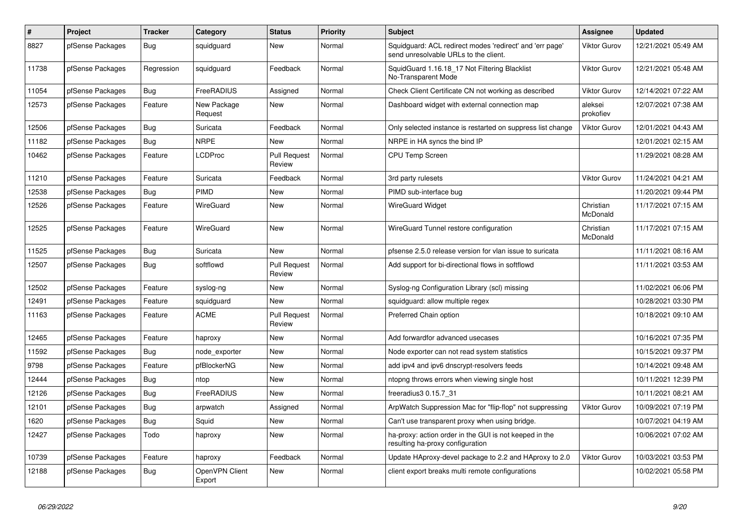| # | Project | Tracker | Category | Status | Priority | Subject | Assignee | Updated |
|---|---|---|---|---|---|---|---|---|
| 8827 | pfSense Packages | Bug | squidguard | New | Normal | Squidguard: ACL redirect modes 'redirect' and 'err page' send unresolvable URLs to the client. | Viktor Gurov | 12/21/2021 05:49 AM |
| 11738 | pfSense Packages | Regression | squidguard | Feedback | Normal | SquidGuard 1.16.18_17 Not Filtering Blacklist No-Transparent Mode | Viktor Gurov | 12/21/2021 05:48 AM |
| 11054 | pfSense Packages | Bug | FreeRADIUS | Assigned | Normal | Check Client Certificate CN not working as described | Viktor Gurov | 12/14/2021 07:22 AM |
| 12573 | pfSense Packages | Feature | New Package Request | New | Normal | Dashboard widget with external connection map | aleksei prokofiev | 12/07/2021 07:38 AM |
| 12506 | pfSense Packages | Bug | Suricata | Feedback | Normal | Only selected instance is restarted on suppress list change | Viktor Gurov | 12/01/2021 04:43 AM |
| 11182 | pfSense Packages | Bug | NRPE | New | Normal | NRPE in HA syncs the bind IP | | 12/01/2021 02:15 AM |
| 10462 | pfSense Packages | Feature | LCDProc | Pull Request Review | Normal | CPU Temp Screen | | 11/29/2021 08:28 AM |
| 11210 | pfSense Packages | Feature | Suricata | Feedback | Normal | 3rd party rulesets | Viktor Gurov | 11/24/2021 04:21 AM |
| 12538 | pfSense Packages | Bug | PIMD | New | Normal | PIMD sub-interface bug | | 11/20/2021 09:44 PM |
| 12526 | pfSense Packages | Feature | WireGuard | New | Normal | WireGuard Widget | Christian McDonald | 11/17/2021 07:15 AM |
| 12525 | pfSense Packages | Feature | WireGuard | New | Normal | WireGuard Tunnel restore configuration | Christian McDonald | 11/17/2021 07:15 AM |
| 11525 | pfSense Packages | Bug | Suricata | New | Normal | pfsense 2.5.0 release version for vlan issue to suricata | | 11/11/2021 08:16 AM |
| 12507 | pfSense Packages | Bug | softflowd | Pull Request Review | Normal | Add support for bi-directional flows in softflowd | | 11/11/2021 03:53 AM |
| 12502 | pfSense Packages | Feature | syslog-ng | New | Normal | Syslog-ng Configuration Library (scl) missing | | 11/02/2021 06:06 PM |
| 12491 | pfSense Packages | Feature | squidguard | New | Normal | squidguard: allow multiple regex | | 10/28/2021 03:30 PM |
| 11163 | pfSense Packages | Feature | ACME | Pull Request Review | Normal | Preferred Chain option | | 10/18/2021 09:10 AM |
| 12465 | pfSense Packages | Feature | haproxy | New | Normal | Add forwardfor advanced usecases | | 10/16/2021 07:35 PM |
| 11592 | pfSense Packages | Bug | node_exporter | New | Normal | Node exporter can not read system statistics | | 10/15/2021 09:37 PM |
| 9798 | pfSense Packages | Feature | pfBlockerNG | New | Normal | add ipv4 and ipv6 dnscrypt-resolvers feeds | | 10/14/2021 09:48 AM |
| 12444 | pfSense Packages | Bug | ntop | New | Normal | ntopng throws errors when viewing single host | | 10/11/2021 12:39 PM |
| 12126 | pfSense Packages | Bug | FreeRADIUS | New | Normal | freeradius3 0.15.7_31 | | 10/11/2021 08:21 AM |
| 12101 | pfSense Packages | Bug | arpwatch | Assigned | Normal | ArpWatch Suppression Mac for "flip-flop" not suppressing | Viktor Gurov | 10/09/2021 07:19 PM |
| 1620 | pfSense Packages | Bug | Squid | New | Normal | Can't use transparent proxy when using bridge. | | 10/07/2021 04:19 AM |
| 12427 | pfSense Packages | Todo | haproxy | New | Normal | ha-proxy: action order in the GUI is not keeped in the resulting ha-proxy configuration | | 10/06/2021 07:02 AM |
| 10739 | pfSense Packages | Feature | haproxy | Feedback | Normal | Update HAproxy-devel package to 2.2 and HAproxy to 2.0 | Viktor Gurov | 10/03/2021 03:53 PM |
| 12188 | pfSense Packages | Bug | OpenVPN Client Export | New | Normal | client export breaks multi remote configurations | | 10/02/2021 05:58 PM |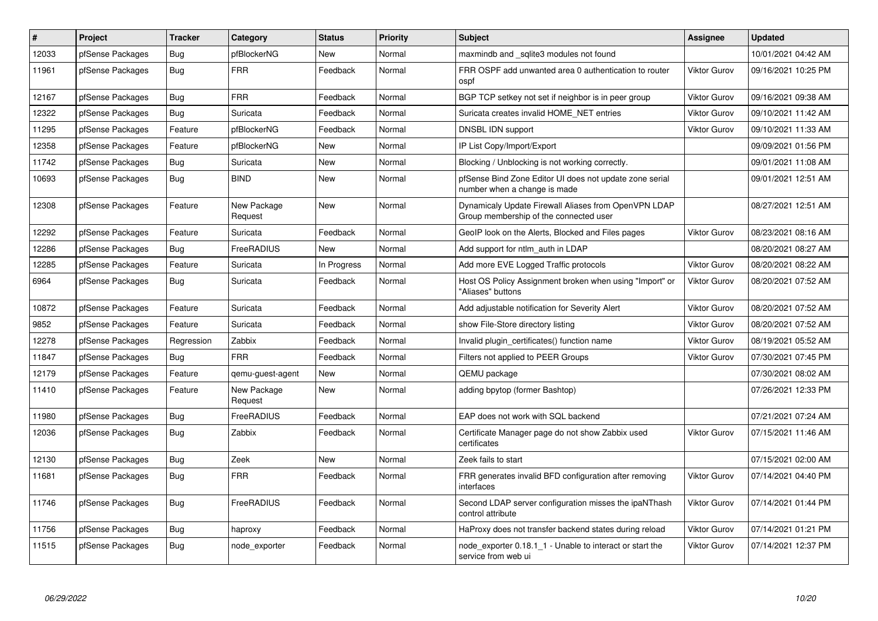| # | Project | Tracker | Category | Status | Priority | Subject | Assignee | Updated |
|---|---|---|---|---|---|---|---|---|
| 12033 | pfSense Packages | Bug | pfBlockerNG | New | Normal | maxmindb and _sqlite3 modules not found | | 10/01/2021 04:42 AM |
| 11961 | pfSense Packages | Bug | FRR | Feedback | Normal | FRR OSPF add unwanted area 0 authentication to router ospf | Viktor Gurov | 09/16/2021 10:25 PM |
| 12167 | pfSense Packages | Bug | FRR | Feedback | Normal | BGP TCP setkey not set if neighbor is in peer group | Viktor Gurov | 09/16/2021 09:38 AM |
| 12322 | pfSense Packages | Bug | Suricata | Feedback | Normal | Suricata creates invalid HOME_NET entries | Viktor Gurov | 09/10/2021 11:42 AM |
| 11295 | pfSense Packages | Feature | pfBlockerNG | Feedback | Normal | DNSBL IDN support | Viktor Gurov | 09/10/2021 11:33 AM |
| 12358 | pfSense Packages | Feature | pfBlockerNG | New | Normal | IP List Copy/Import/Export | | 09/09/2021 01:56 PM |
| 11742 | pfSense Packages | Bug | Suricata | New | Normal | Blocking / Unblocking is not working correctly. | | 09/01/2021 11:08 AM |
| 10693 | pfSense Packages | Bug | BIND | New | Normal | pfSense Bind Zone Editor UI does not update zone serial number when a change is made | | 09/01/2021 12:51 AM |
| 12308 | pfSense Packages | Feature | New Package Request | New | Normal | Dynamicaly Update Firewall Aliases from OpenVPN LDAP Group membership of the connected user | | 08/27/2021 12:51 AM |
| 12292 | pfSense Packages | Feature | Suricata | Feedback | Normal | GeoIP look on the Alerts, Blocked and Files pages | Viktor Gurov | 08/23/2021 08:16 AM |
| 12286 | pfSense Packages | Bug | FreeRADIUS | New | Normal | Add support for ntlm_auth in LDAP | | 08/20/2021 08:27 AM |
| 12285 | pfSense Packages | Feature | Suricata | In Progress | Normal | Add more EVE Logged Traffic protocols | Viktor Gurov | 08/20/2021 08:22 AM |
| 6964 | pfSense Packages | Bug | Suricata | Feedback | Normal | Host OS Policy Assignment broken when using "Import" or "Aliases" buttons | Viktor Gurov | 08/20/2021 07:52 AM |
| 10872 | pfSense Packages | Feature | Suricata | Feedback | Normal | Add adjustable notification for Severity Alert | Viktor Gurov | 08/20/2021 07:52 AM |
| 9852 | pfSense Packages | Feature | Suricata | Feedback | Normal | show File-Store directory listing | Viktor Gurov | 08/20/2021 07:52 AM |
| 12278 | pfSense Packages | Regression | Zabbix | Feedback | Normal | Invalid plugin_certificates() function name | Viktor Gurov | 08/19/2021 05:52 AM |
| 11847 | pfSense Packages | Bug | FRR | Feedback | Normal | Filters not applied to PEER Groups | Viktor Gurov | 07/30/2021 07:45 PM |
| 12179 | pfSense Packages | Feature | qemu-guest-agent | New | Normal | QEMU package | | 07/30/2021 08:02 AM |
| 11410 | pfSense Packages | Feature | New Package Request | New | Normal | adding bpytop (former Bashtop) | | 07/26/2021 12:33 PM |
| 11980 | pfSense Packages | Bug | FreeRADIUS | Feedback | Normal | EAP does not work with SQL backend | | 07/21/2021 07:24 AM |
| 12036 | pfSense Packages | Bug | Zabbix | Feedback | Normal | Certificate Manager page do not show Zabbix used certificates | Viktor Gurov | 07/15/2021 11:46 AM |
| 12130 | pfSense Packages | Bug | Zeek | New | Normal | Zeek fails to start | | 07/15/2021 02:00 AM |
| 11681 | pfSense Packages | Bug | FRR | Feedback | Normal | FRR generates invalid BFD configuration after removing interfaces | Viktor Gurov | 07/14/2021 04:40 PM |
| 11746 | pfSense Packages | Bug | FreeRADIUS | Feedback | Normal | Second LDAP server configuration misses the ipaNThash control attribute | Viktor Gurov | 07/14/2021 01:44 PM |
| 11756 | pfSense Packages | Bug | haproxy | Feedback | Normal | HaProxy does not transfer backend states during reload | Viktor Gurov | 07/14/2021 01:21 PM |
| 11515 | pfSense Packages | Bug | node_exporter | Feedback | Normal | node_exporter 0.18.1_1 - Unable to interact or start the service from web ui | Viktor Gurov | 07/14/2021 12:37 PM |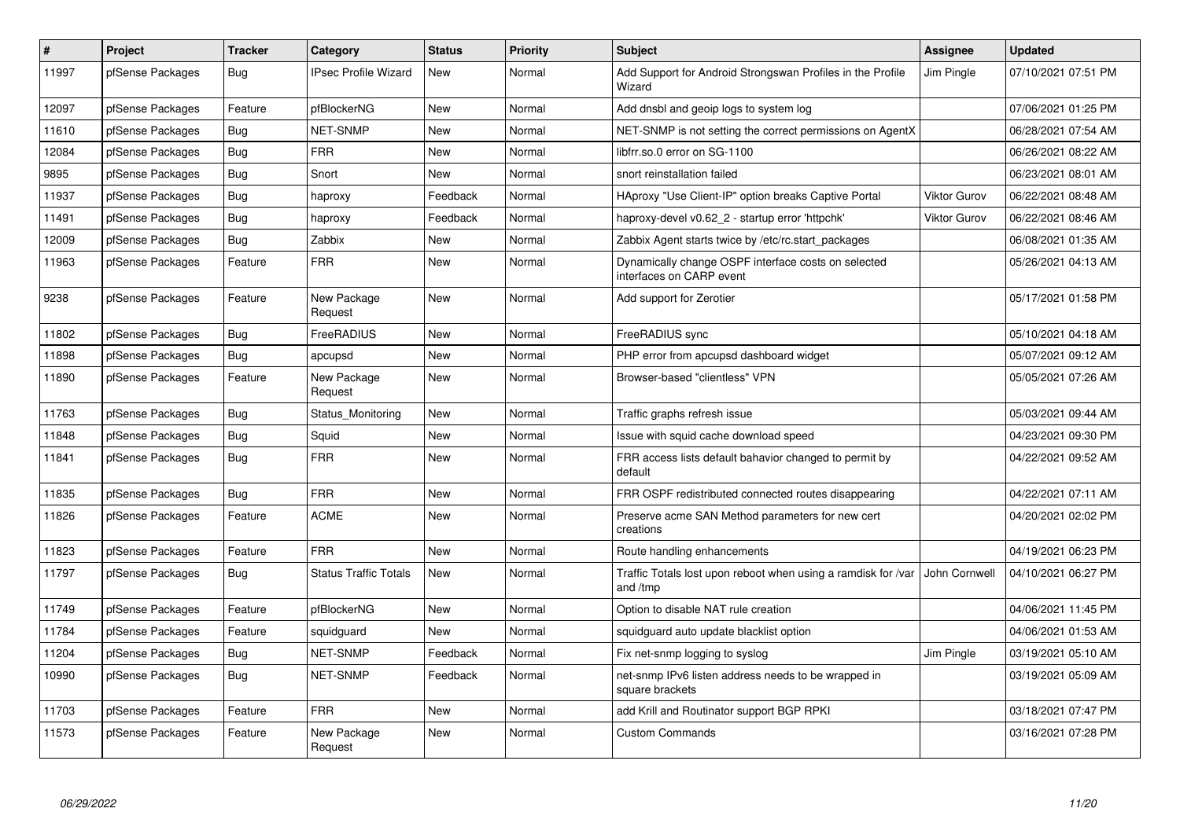| # | Project | Tracker | Category | Status | Priority | Subject | Assignee | Updated |
|---|---|---|---|---|---|---|---|---|
| 11997 | pfSense Packages | Bug | IPsec Profile Wizard | New | Normal | Add Support for Android Strongswan Profiles in the Profile Wizard | Jim Pingle | 07/10/2021 07:51 PM |
| 12097 | pfSense Packages | Feature | pfBlockerNG | New | Normal | Add dnsbl and geoip logs to system log | | 07/06/2021 01:25 PM |
| 11610 | pfSense Packages | Bug | NET-SNMP | New | Normal | NET-SNMP is not setting the correct permissions on AgentX | | 06/28/2021 07:54 AM |
| 12084 | pfSense Packages | Bug | FRR | New | Normal | libfrr.so.0 error on SG-1100 | | 06/26/2021 08:22 AM |
| 9895 | pfSense Packages | Bug | Snort | New | Normal | snort reinstallation failed | | 06/23/2021 08:01 AM |
| 11937 | pfSense Packages | Bug | haproxy | Feedback | Normal | HAproxy "Use Client-IP" option breaks Captive Portal | Viktor Gurov | 06/22/2021 08:48 AM |
| 11491 | pfSense Packages | Bug | haproxy | Feedback | Normal | haproxy-devel v0.62_2 - startup error 'httpchk' | Viktor Gurov | 06/22/2021 08:46 AM |
| 12009 | pfSense Packages | Bug | Zabbix | New | Normal | Zabbix Agent starts twice by /etc/rc.start_packages | | 06/08/2021 01:35 AM |
| 11963 | pfSense Packages | Feature | FRR | New | Normal | Dynamically change OSPF interface costs on selected interfaces on CARP event | | 05/26/2021 04:13 AM |
| 9238 | pfSense Packages | Feature | New Package Request | New | Normal | Add support for Zerotier | | 05/17/2021 01:58 PM |
| 11802 | pfSense Packages | Bug | FreeRADIUS | New | Normal | FreeRADIUS sync | | 05/10/2021 04:18 AM |
| 11898 | pfSense Packages | Bug | apcupsd | New | Normal | PHP error from apcupsd dashboard widget | | 05/07/2021 09:12 AM |
| 11890 | pfSense Packages | Feature | New Package Request | New | Normal | Browser-based "clientless" VPN | | 05/05/2021 07:26 AM |
| 11763 | pfSense Packages | Bug | Status_Monitoring | New | Normal | Traffic graphs refresh issue | | 05/03/2021 09:44 AM |
| 11848 | pfSense Packages | Bug | Squid | New | Normal | Issue with squid cache download speed | | 04/23/2021 09:30 PM |
| 11841 | pfSense Packages | Bug | FRR | New | Normal | FRR access lists default bahavior changed to permit by default | | 04/22/2021 09:52 AM |
| 11835 | pfSense Packages | Bug | FRR | New | Normal | FRR OSPF redistributed connected routes disappearing | | 04/22/2021 07:11 AM |
| 11826 | pfSense Packages | Feature | ACME | New | Normal | Preserve acme SAN Method parameters for new cert creations | | 04/20/2021 02:02 PM |
| 11823 | pfSense Packages | Feature | FRR | New | Normal | Route handling enhancements | | 04/19/2021 06:23 PM |
| 11797 | pfSense Packages | Bug | Status Traffic Totals | New | Normal | Traffic Totals lost upon reboot when using a ramdisk for /var and /tmp | John Cornwell | 04/10/2021 06:27 PM |
| 11749 | pfSense Packages | Feature | pfBlockerNG | New | Normal | Option to disable NAT rule creation | | 04/06/2021 11:45 PM |
| 11784 | pfSense Packages | Feature | squidguard | New | Normal | squidguard auto update blacklist option | | 04/06/2021 01:53 AM |
| 11204 | pfSense Packages | Bug | NET-SNMP | Feedback | Normal | Fix net-snmp logging to syslog | Jim Pingle | 03/19/2021 05:10 AM |
| 10990 | pfSense Packages | Bug | NET-SNMP | Feedback | Normal | net-snmp IPv6 listen address needs to be wrapped in square brackets | | 03/19/2021 05:09 AM |
| 11703 | pfSense Packages | Feature | FRR | New | Normal | add Krill and Routinator support BGP RPKI | | 03/18/2021 07:47 PM |
| 11573 | pfSense Packages | Feature | New Package Request | New | Normal | Custom Commands | | 03/16/2021 07:28 PM |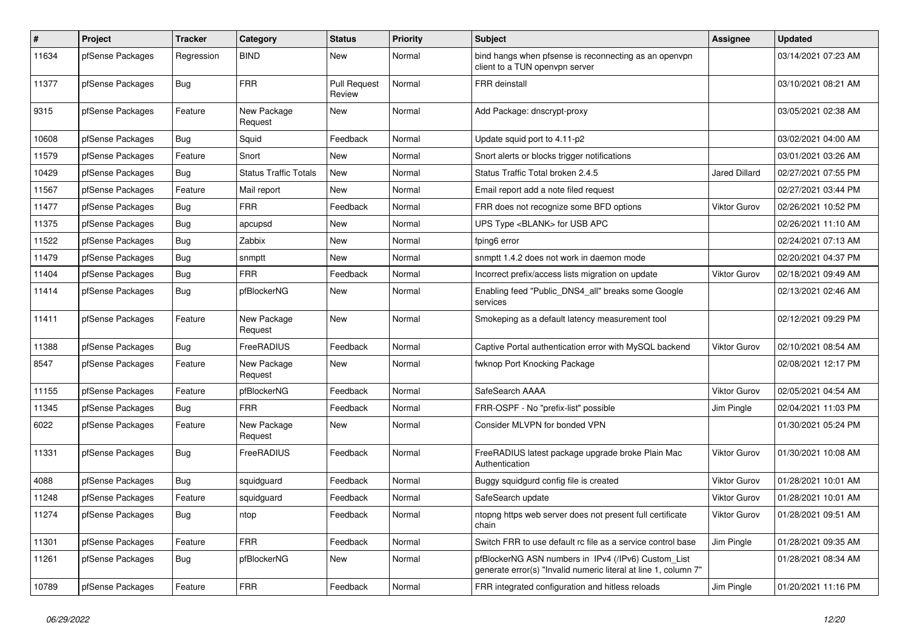| # | Project | Tracker | Category | Status | Priority | Subject | Assignee | Updated |
|---|---|---|---|---|---|---|---|---|
| 11634 | pfSense Packages | Regression | BIND | New | Normal | bind hangs when pfsense is reconnecting as an openvpn client to a TUN openvpn server | | 03/14/2021 07:23 AM |
| 11377 | pfSense Packages | Bug | FRR | Pull Request Review | Normal | FRR deinstall | | 03/10/2021 08:21 AM |
| 9315 | pfSense Packages | Feature | New Package Request | New | Normal | Add Package: dnscrypt-proxy | | 03/05/2021 02:38 AM |
| 10608 | pfSense Packages | Bug | Squid | Feedback | Normal | Update squid port to 4.11-p2 | | 03/02/2021 04:00 AM |
| 11579 | pfSense Packages | Feature | Snort | New | Normal | Snort alerts or blocks trigger notifications | | 03/01/2021 03:26 AM |
| 10429 | pfSense Packages | Bug | Status Traffic Totals | New | Normal | Status Traffic Total broken 2.4.5 | Jared Dillard | 02/27/2021 07:55 PM |
| 11567 | pfSense Packages | Feature | Mail report | New | Normal | Email report add a note filed request | | 02/27/2021 03:44 PM |
| 11477 | pfSense Packages | Bug | FRR | Feedback | Normal | FRR does not recognize some BFD options | Viktor Gurov | 02/26/2021 10:52 PM |
| 11375 | pfSense Packages | Bug | apcupsd | New | Normal | UPS Type <BLANK> for USB APC | | 02/26/2021 11:10 AM |
| 11522 | pfSense Packages | Bug | Zabbix | New | Normal | fping6 error | | 02/24/2021 07:13 AM |
| 11479 | pfSense Packages | Bug | snmptt | New | Normal | snmptt 1.4.2 does not work in daemon mode | | 02/20/2021 04:37 PM |
| 11404 | pfSense Packages | Bug | FRR | Feedback | Normal | Incorrect prefix/access lists migration on update | Viktor Gurov | 02/18/2021 09:49 AM |
| 11414 | pfSense Packages | Bug | pfBlockerNG | New | Normal | Enabling feed "Public_DNS4_all" breaks some Google services | | 02/13/2021 02:46 AM |
| 11411 | pfSense Packages | Feature | New Package Request | New | Normal | Smokeping as a default latency measurement tool | | 02/12/2021 09:29 PM |
| 11388 | pfSense Packages | Bug | FreeRADIUS | Feedback | Normal | Captive Portal authentication error with MySQL backend | Viktor Gurov | 02/10/2021 08:54 AM |
| 8547 | pfSense Packages | Feature | New Package Request | New | Normal | fwknop Port Knocking Package | | 02/08/2021 12:17 PM |
| 11155 | pfSense Packages | Feature | pfBlockerNG | Feedback | Normal | SafeSearch AAAA | Viktor Gurov | 02/05/2021 04:54 AM |
| 11345 | pfSense Packages | Bug | FRR | Feedback | Normal | FRR-OSPF - No "prefix-list" possible | Jim Pingle | 02/04/2021 11:03 PM |
| 6022 | pfSense Packages | Feature | New Package Request | New | Normal | Consider MLVPN for bonded VPN | | 01/30/2021 05:24 PM |
| 11331 | pfSense Packages | Bug | FreeRADIUS | Feedback | Normal | FreeRADIUS latest package upgrade broke Plain Mac Authentication | Viktor Gurov | 01/30/2021 10:08 AM |
| 4088 | pfSense Packages | Bug | squidguard | Feedback | Normal | Buggy squidgurd config file is created | Viktor Gurov | 01/28/2021 10:01 AM |
| 11248 | pfSense Packages | Feature | squidguard | Feedback | Normal | SafeSearch update | Viktor Gurov | 01/28/2021 10:01 AM |
| 11274 | pfSense Packages | Bug | ntop | Feedback | Normal | ntopng https web server does not present full certificate chain | Viktor Gurov | 01/28/2021 09:51 AM |
| 11301 | pfSense Packages | Feature | FRR | Feedback | Normal | Switch FRR to use default rc file as a service control base | Jim Pingle | 01/28/2021 09:35 AM |
| 11261 | pfSense Packages | Bug | pfBlockerNG | New | Normal | pfBlockerNG ASN numbers in IPv4 (/IPv6) Custom_List generate error(s) "Invalid numeric literal at line 1, column 7" | | 01/28/2021 08:34 AM |
| 10789 | pfSense Packages | Feature | FRR | Feedback | Normal | FRR integrated configuration and hitless reloads | Jim Pingle | 01/20/2021 11:16 PM |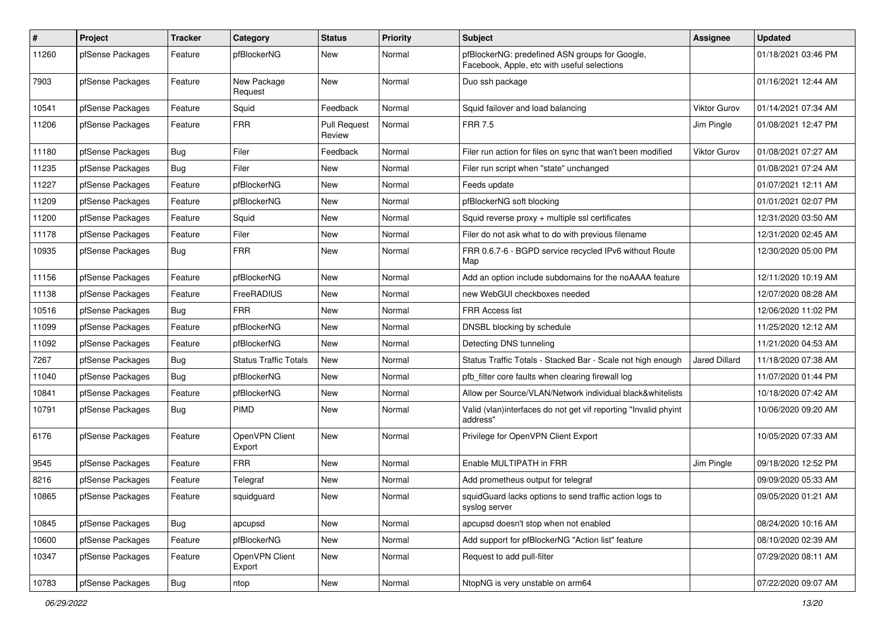| # | Project | Tracker | Category | Status | Priority | Subject | Assignee | Updated |
|---|---|---|---|---|---|---|---|---|
| 11260 | pfSense Packages | Feature | pfBlockerNG | New | Normal | pfBlockerNG: predefined ASN groups for Google, Facebook, Apple, etc with useful selections | | 01/18/2021 03:46 PM |
| 7903 | pfSense Packages | Feature | New Package Request | New | Normal | Duo ssh package | | 01/16/2021 12:44 AM |
| 10541 | pfSense Packages | Feature | Squid | Feedback | Normal | Squid failover and load balancing | Viktor Gurov | 01/14/2021 07:34 AM |
| 11206 | pfSense Packages | Feature | FRR | Pull Request Review | Normal | FRR 7.5 | Jim Pingle | 01/08/2021 12:47 PM |
| 11180 | pfSense Packages | Bug | Filer | Feedback | Normal | Filer run action for files on sync that wan't been modified | Viktor Gurov | 01/08/2021 07:27 AM |
| 11235 | pfSense Packages | Bug | Filer | New | Normal | Filer run script when "state" unchanged | | 01/08/2021 07:24 AM |
| 11227 | pfSense Packages | Feature | pfBlockerNG | New | Normal | Feeds update | | 01/07/2021 12:11 AM |
| 11209 | pfSense Packages | Feature | pfBlockerNG | New | Normal | pfBlockerNG soft blocking | | 01/01/2021 02:07 PM |
| 11200 | pfSense Packages | Feature | Squid | New | Normal | Squid reverse proxy + multiple ssl certificates | | 12/31/2020 03:50 AM |
| 11178 | pfSense Packages | Feature | Filer | New | Normal | Filer do not ask what to do with previous filename | | 12/31/2020 02:45 AM |
| 10935 | pfSense Packages | Bug | FRR | New | Normal | FRR 0.6.7-6 - BGPD service recycled IPv6 without Route Map | | 12/30/2020 05:00 PM |
| 11156 | pfSense Packages | Feature | pfBlockerNG | New | Normal | Add an option include subdomains for the noAAAA feature | | 12/11/2020 10:19 AM |
| 11138 | pfSense Packages | Feature | FreeRADIUS | New | Normal | new WebGUI checkboxes needed | | 12/07/2020 08:28 AM |
| 10516 | pfSense Packages | Bug | FRR | New | Normal | FRR Access list | | 12/06/2020 11:02 PM |
| 11099 | pfSense Packages | Feature | pfBlockerNG | New | Normal | DNSBL blocking by schedule | | 11/25/2020 12:12 AM |
| 11092 | pfSense Packages | Feature | pfBlockerNG | New | Normal | Detecting DNS tunneling | | 11/21/2020 04:53 AM |
| 7267 | pfSense Packages | Bug | Status Traffic Totals | New | Normal | Status Traffic Totals - Stacked Bar - Scale not high enough | Jared Dillard | 11/18/2020 07:38 AM |
| 11040 | pfSense Packages | Bug | pfBlockerNG | New | Normal | pfb_filter core faults when clearing firewall log | | 11/07/2020 01:44 PM |
| 10841 | pfSense Packages | Feature | pfBlockerNG | New | Normal | Allow per Source/VLAN/Network individual black&whitelists | | 10/18/2020 07:42 AM |
| 10791 | pfSense Packages | Bug | PIMD | New | Normal | Valid (vlan)interfaces do not get vif reporting "Invalid phyint address" | | 10/06/2020 09:20 AM |
| 6176 | pfSense Packages | Feature | OpenVPN Client Export | New | Normal | Privilege for OpenVPN Client Export | | 10/05/2020 07:33 AM |
| 9545 | pfSense Packages | Feature | FRR | New | Normal | Enable MULTIPATH in FRR | Jim Pingle | 09/18/2020 12:52 PM |
| 8216 | pfSense Packages | Feature | Telegraf | New | Normal | Add prometheus output for telegraf | | 09/09/2020 05:33 AM |
| 10865 | pfSense Packages | Feature | squidguard | New | Normal | squidGuard lacks options to send traffic action logs to syslog server | | 09/05/2020 01:21 AM |
| 10845 | pfSense Packages | Bug | apcupsd | New | Normal | apcupsd doesn't stop when not enabled | | 08/24/2020 10:16 AM |
| 10600 | pfSense Packages | Feature | pfBlockerNG | New | Normal | Add support for pfBlockerNG "Action list" feature | | 08/10/2020 02:39 AM |
| 10347 | pfSense Packages | Feature | OpenVPN Client Export | New | Normal | Request to add pull-filter | | 07/29/2020 08:11 AM |
| 10783 | pfSense Packages | Bug | ntop | New | Normal | NtopNG is very unstable on arm64 | | 07/22/2020 09:07 AM |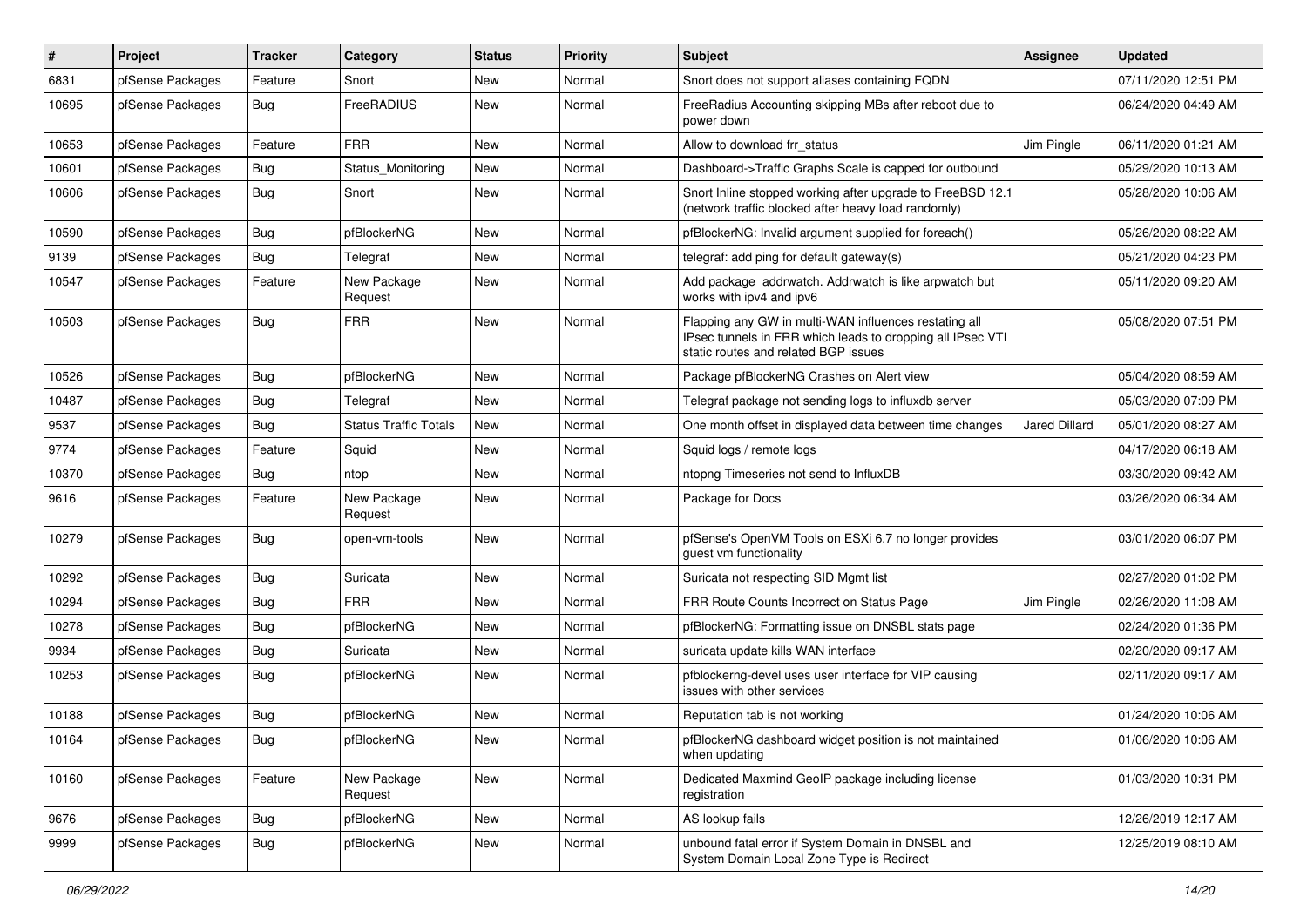| # | Project | Tracker | Category | Status | Priority | Subject | Assignee | Updated |
|---|---|---|---|---|---|---|---|---|
| 6831 | pfSense Packages | Feature | Snort | New | Normal | Snort does not support aliases containing FQDN | | 07/11/2020 12:51 PM |
| 10695 | pfSense Packages | Bug | FreeRADIUS | New | Normal | FreeRadius Accounting skipping MBs after reboot due to power down | | 06/24/2020 04:49 AM |
| 10653 | pfSense Packages | Feature | FRR | New | Normal | Allow to download frr_status | Jim Pingle | 06/11/2020 01:21 AM |
| 10601 | pfSense Packages | Bug | Status_Monitoring | New | Normal | Dashboard->Traffic Graphs Scale is capped for outbound | | 05/29/2020 10:13 AM |
| 10606 | pfSense Packages | Bug | Snort | New | Normal | Snort Inline stopped working after upgrade to FreeBSD 12.1 (network traffic blocked after heavy load randomly) | | 05/28/2020 10:06 AM |
| 10590 | pfSense Packages | Bug | pfBlockerNG | New | Normal | pfBlockerNG: Invalid argument supplied for foreach() | | 05/26/2020 08:22 AM |
| 9139 | pfSense Packages | Bug | Telegraf | New | Normal | telegraf: add ping for default gateway(s) | | 05/21/2020 04:23 PM |
| 10547 | pfSense Packages | Feature | New Package Request | New | Normal | Add package addrwatch. Addrwatch is like arpwatch but works with ipv4 and ipv6 | | 05/11/2020 09:20 AM |
| 10503 | pfSense Packages | Bug | FRR | New | Normal | Flapping any GW in multi-WAN influences restating all IPsec tunnels in FRR which leads to dropping all IPsec VTI static routes and related BGP issues | | 05/08/2020 07:51 PM |
| 10526 | pfSense Packages | Bug | pfBlockerNG | New | Normal | Package pfBlockerNG Crashes on Alert view | | 05/04/2020 08:59 AM |
| 10487 | pfSense Packages | Bug | Telegraf | New | Normal | Telegraf package not sending logs to influxdb server | | 05/03/2020 07:09 PM |
| 9537 | pfSense Packages | Bug | Status Traffic Totals | New | Normal | One month offset in displayed data between time changes | Jared Dillard | 05/01/2020 08:27 AM |
| 9774 | pfSense Packages | Feature | Squid | New | Normal | Squid logs / remote logs | | 04/17/2020 06:18 AM |
| 10370 | pfSense Packages | Bug | ntop | New | Normal | ntopng Timeseries not send to InfluxDB | | 03/30/2020 09:42 AM |
| 9616 | pfSense Packages | Feature | New Package Request | New | Normal | Package for Docs | | 03/26/2020 06:34 AM |
| 10279 | pfSense Packages | Bug | open-vm-tools | New | Normal | pfSense's OpenVM Tools on ESXi 6.7 no longer provides guest vm functionality | | 03/01/2020 06:07 PM |
| 10292 | pfSense Packages | Bug | Suricata | New | Normal | Suricata not respecting SID Mgmt list | | 02/27/2020 01:02 PM |
| 10294 | pfSense Packages | Bug | FRR | New | Normal | FRR Route Counts Incorrect on Status Page | Jim Pingle | 02/26/2020 11:08 AM |
| 10278 | pfSense Packages | Bug | pfBlockerNG | New | Normal | pfBlockerNG: Formatting issue on DNSBL stats page | | 02/24/2020 01:36 PM |
| 9934 | pfSense Packages | Bug | Suricata | New | Normal | suricata update kills WAN interface | | 02/20/2020 09:17 AM |
| 10253 | pfSense Packages | Bug | pfBlockerNG | New | Normal | pfblockerng-devel uses user interface for VIP causing issues with other services | | 02/11/2020 09:17 AM |
| 10188 | pfSense Packages | Bug | pfBlockerNG | New | Normal | Reputation tab is not working | | 01/24/2020 10:06 AM |
| 10164 | pfSense Packages | Bug | pfBlockerNG | New | Normal | pfBlockerNG dashboard widget position is not maintained when updating | | 01/06/2020 10:06 AM |
| 10160 | pfSense Packages | Feature | New Package Request | New | Normal | Dedicated Maxmind GeoIP package including license registration | | 01/03/2020 10:31 PM |
| 9676 | pfSense Packages | Bug | pfBlockerNG | New | Normal | AS lookup fails | | 12/26/2019 12:17 AM |
| 9999 | pfSense Packages | Bug | pfBlockerNG | New | Normal | unbound fatal error if System Domain in DNSBL and System Domain Local Zone Type is Redirect | | 12/25/2019 08:10 AM |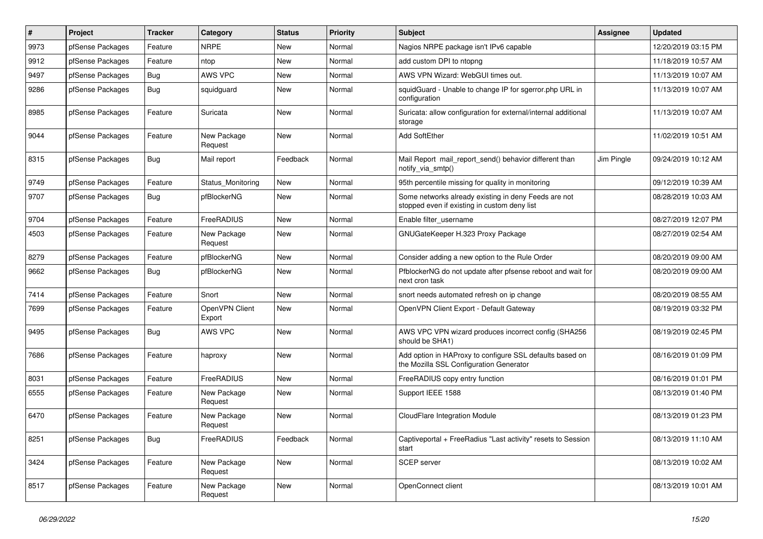| # | Project | Tracker | Category | Status | Priority | Subject | Assignee | Updated |
|---|---|---|---|---|---|---|---|---|
| 9973 | pfSense Packages | Feature | NRPE | New | Normal | Nagios NRPE package isn't IPv6 capable | | 12/20/2019 03:15 PM |
| 9912 | pfSense Packages | Feature | ntop | New | Normal | add custom DPI to ntopng | | 11/18/2019 10:57 AM |
| 9497 | pfSense Packages | Bug | AWS VPC | New | Normal | AWS VPN Wizard: WebGUI times out. | | 11/13/2019 10:07 AM |
| 9286 | pfSense Packages | Bug | squidguard | New | Normal | squidGuard - Unable to change IP for sgerror.php URL in configuration | | 11/13/2019 10:07 AM |
| 8985 | pfSense Packages | Feature | Suricata | New | Normal | Suricata: allow configuration for external/internal additional storage | | 11/13/2019 10:07 AM |
| 9044 | pfSense Packages | Feature | New Package Request | New | Normal | Add SoftEther | | 11/02/2019 10:51 AM |
| 8315 | pfSense Packages | Bug | Mail report | Feedback | Normal | Mail Report mail_report_send() behavior different than notify_via_smtp() | Jim Pingle | 09/24/2019 10:12 AM |
| 9749 | pfSense Packages | Feature | Status_Monitoring | New | Normal | 95th percentile missing for quality in monitoring | | 09/12/2019 10:39 AM |
| 9707 | pfSense Packages | Bug | pfBlockerNG | New | Normal | Some networks already existing in deny Feeds are not stopped even if existing in custom deny list | | 08/28/2019 10:03 AM |
| 9704 | pfSense Packages | Feature | FreeRADIUS | New | Normal | Enable filter_username | | 08/27/2019 12:07 PM |
| 4503 | pfSense Packages | Feature | New Package Request | New | Normal | GNUGateKeeper H.323 Proxy Package | | 08/27/2019 02:54 AM |
| 8279 | pfSense Packages | Feature | pfBlockerNG | New | Normal | Consider adding a new option to the Rule Order | | 08/20/2019 09:00 AM |
| 9662 | pfSense Packages | Bug | pfBlockerNG | New | Normal | PfblockerNG do not update after pfsense reboot and wait for next cron task | | 08/20/2019 09:00 AM |
| 7414 | pfSense Packages | Feature | Snort | New | Normal | snort needs automated refresh on ip change | | 08/20/2019 08:55 AM |
| 7699 | pfSense Packages | Feature | OpenVPN Client Export | New | Normal | OpenVPN Client Export - Default Gateway | | 08/19/2019 03:32 PM |
| 9495 | pfSense Packages | Bug | AWS VPC | New | Normal | AWS VPC VPN wizard produces incorrect config (SHA256 should be SHA1) | | 08/19/2019 02:45 PM |
| 7686 | pfSense Packages | Feature | haproxy | New | Normal | Add option in HAProxy to configure SSL defaults based on the Mozilla SSL Configuration Generator | | 08/16/2019 01:09 PM |
| 8031 | pfSense Packages | Feature | FreeRADIUS | New | Normal | FreeRADIUS copy entry function | | 08/16/2019 01:01 PM |
| 6555 | pfSense Packages | Feature | New Package Request | New | Normal | Support IEEE 1588 | | 08/13/2019 01:40 PM |
| 6470 | pfSense Packages | Feature | New Package Request | New | Normal | CloudFlare Integration Module | | 08/13/2019 01:23 PM |
| 8251 | pfSense Packages | Bug | FreeRADIUS | Feedback | Normal | Captiveportal + FreeRadius "Last activity" resets to Session start | | 08/13/2019 11:10 AM |
| 3424 | pfSense Packages | Feature | New Package Request | New | Normal | SCEP server | | 08/13/2019 10:02 AM |
| 8517 | pfSense Packages | Feature | New Package Request | New | Normal | OpenConnect client | | 08/13/2019 10:01 AM |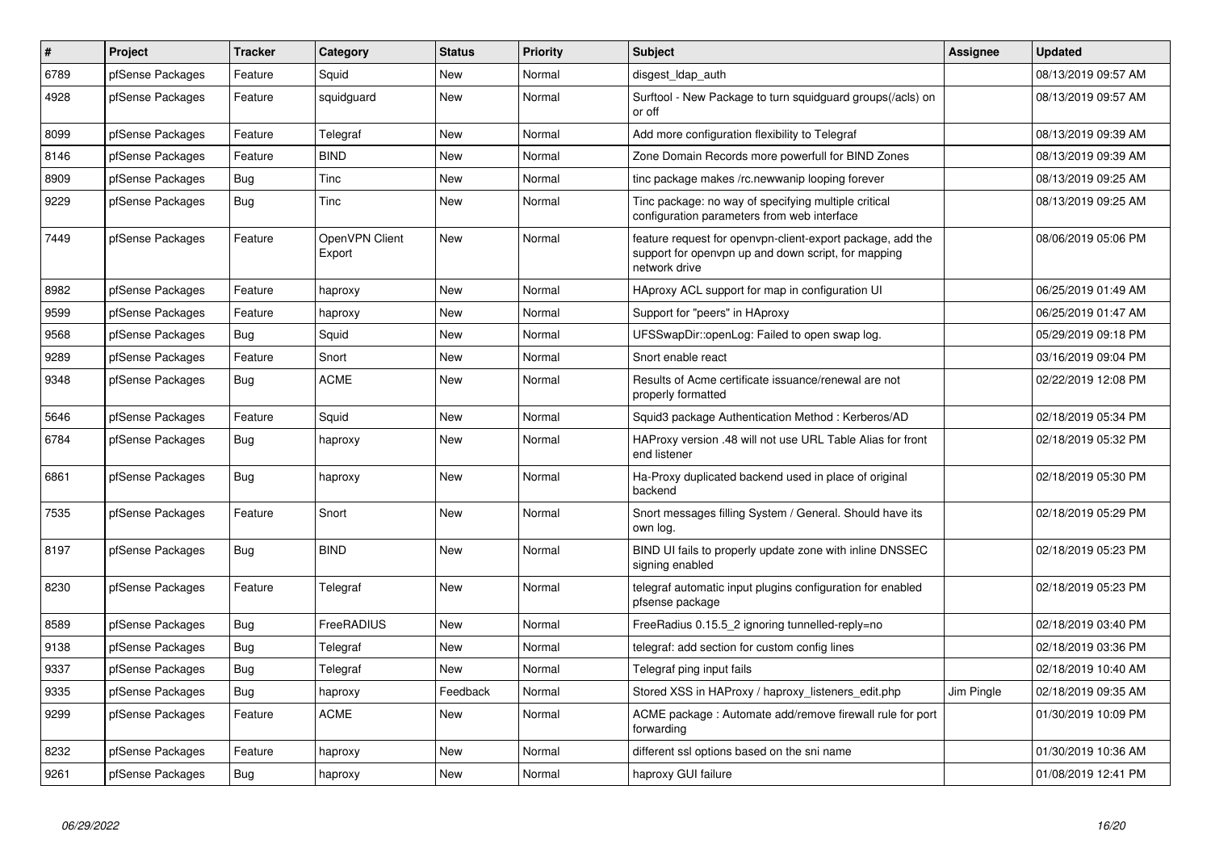| # | Project | Tracker | Category | Status | Priority | Subject | Assignee | Updated |
|---|---|---|---|---|---|---|---|---|
| 6789 | pfSense Packages | Feature | Squid | New | Normal | disgest_ldap_auth | | 08/13/2019 09:57 AM |
| 4928 | pfSense Packages | Feature | squidguard | New | Normal | Surftool - New Package to turn squidguard groups(/acls) on or off | | 08/13/2019 09:57 AM |
| 8099 | pfSense Packages | Feature | Telegraf | New | Normal | Add more configuration flexibility to Telegraf | | 08/13/2019 09:39 AM |
| 8146 | pfSense Packages | Feature | BIND | New | Normal | Zone Domain Records more powerfull for BIND Zones | | 08/13/2019 09:39 AM |
| 8909 | pfSense Packages | Bug | Tinc | New | Normal | tinc package makes /rc.newwanip looping forever | | 08/13/2019 09:25 AM |
| 9229 | pfSense Packages | Bug | Tinc | New | Normal | Tinc package: no way of specifying multiple critical configuration parameters from web interface | | 08/13/2019 09:25 AM |
| 7449 | pfSense Packages | Feature | OpenVPN Client Export | New | Normal | feature request for openvpn-client-export package, add the support for openvpn up and down script, for mapping network drive | | 08/06/2019 05:06 PM |
| 8982 | pfSense Packages | Feature | haproxy | New | Normal | HAproxy ACL support for map in configuration UI | | 06/25/2019 01:49 AM |
| 9599 | pfSense Packages | Feature | haproxy | New | Normal | Support for "peers" in HAproxy | | 06/25/2019 01:47 AM |
| 9568 | pfSense Packages | Bug | Squid | New | Normal | UFSSwapDir::openLog: Failed to open swap log. | | 05/29/2019 09:18 PM |
| 9289 | pfSense Packages | Feature | Snort | New | Normal | Snort enable react | | 03/16/2019 09:04 PM |
| 9348 | pfSense Packages | Bug | ACME | New | Normal | Results of Acme certificate issuance/renewal are not properly formatted | | 02/22/2019 12:08 PM |
| 5646 | pfSense Packages | Feature | Squid | New | Normal | Squid3 package Authentication Method : Kerberos/AD | | 02/18/2019 05:34 PM |
| 6784 | pfSense Packages | Bug | haproxy | New | Normal | HAProxy version .48 will not use URL Table Alias for front end listener | | 02/18/2019 05:32 PM |
| 6861 | pfSense Packages | Bug | haproxy | New | Normal | Ha-Proxy duplicated backend used in place of original backend | | 02/18/2019 05:30 PM |
| 7535 | pfSense Packages | Feature | Snort | New | Normal | Snort messages filling System / General. Should have its own log. | | 02/18/2019 05:29 PM |
| 8197 | pfSense Packages | Bug | BIND | New | Normal | BIND UI fails to properly update zone with inline DNSSEC signing enabled | | 02/18/2019 05:23 PM |
| 8230 | pfSense Packages | Feature | Telegraf | New | Normal | telegraf automatic input plugins configuration for enabled pfsense package | | 02/18/2019 05:23 PM |
| 8589 | pfSense Packages | Bug | FreeRADIUS | New | Normal | FreeRadius 0.15.5_2 ignoring tunnelled-reply=no | | 02/18/2019 03:40 PM |
| 9138 | pfSense Packages | Bug | Telegraf | New | Normal | telegraf: add section for custom config lines | | 02/18/2019 03:36 PM |
| 9337 | pfSense Packages | Bug | Telegraf | New | Normal | Telegraf ping input fails | | 02/18/2019 10:40 AM |
| 9335 | pfSense Packages | Bug | haproxy | Feedback | Normal | Stored XSS in HAProxy / haproxy_listeners_edit.php | Jim Pingle | 02/18/2019 09:35 AM |
| 9299 | pfSense Packages | Feature | ACME | New | Normal | ACME package : Automate add/remove firewall rule for port forwarding | | 01/30/2019 10:09 PM |
| 8232 | pfSense Packages | Feature | haproxy | New | Normal | different ssl options based on the sni name | | 01/30/2019 10:36 AM |
| 9261 | pfSense Packages | Bug | haproxy | New | Normal | haproxy GUI failure | | 01/08/2019 12:41 PM |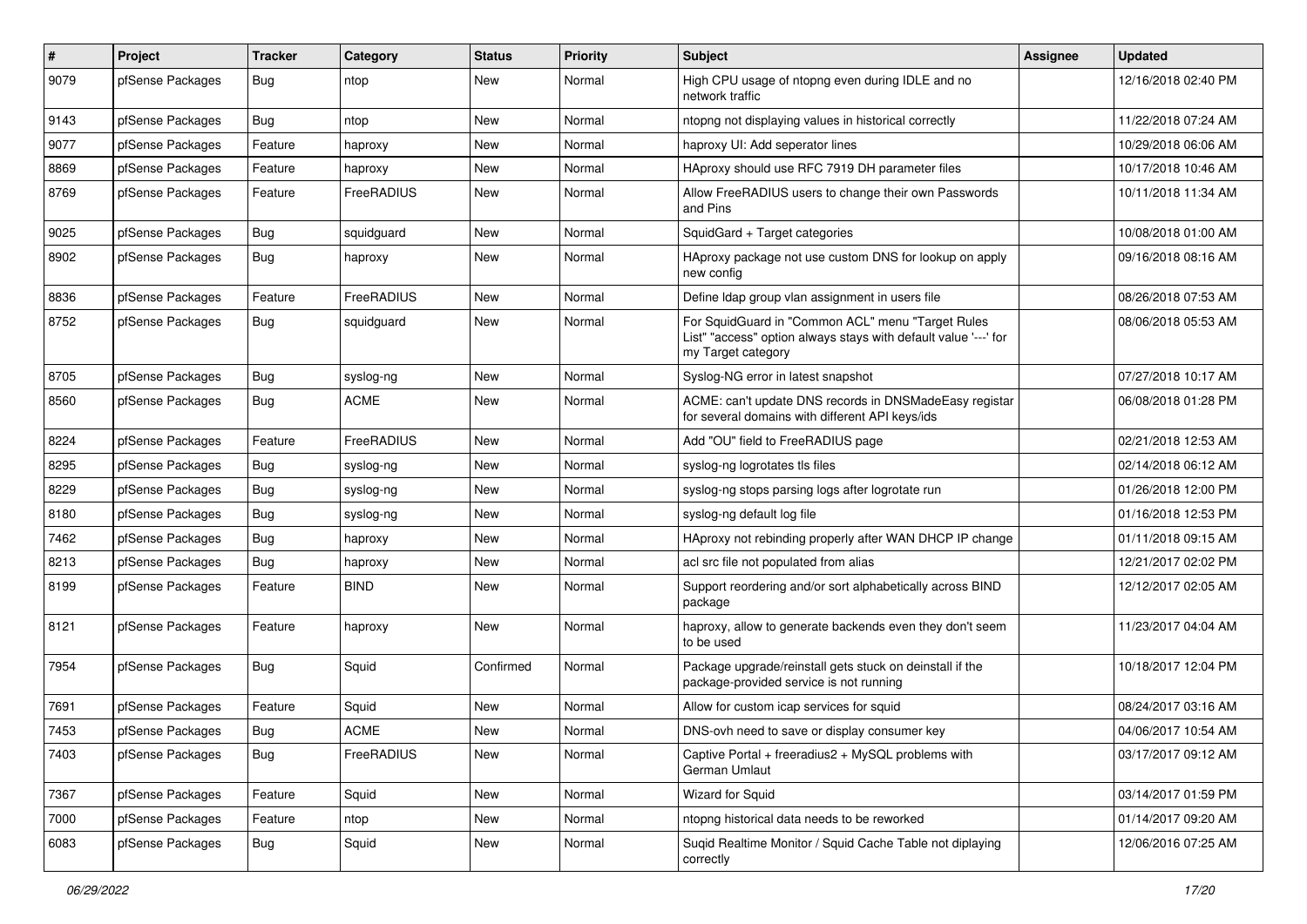| # | Project | Tracker | Category | Status | Priority | Subject | Assignee | Updated |
|---|---|---|---|---|---|---|---|---|
| 9079 | pfSense Packages | Bug | ntop | New | Normal | High CPU usage of ntopng even during IDLE and no network traffic | | 12/16/2018 02:40 PM |
| 9143 | pfSense Packages | Bug | ntop | New | Normal | ntopng not displaying values in historical correctly | | 11/22/2018 07:24 AM |
| 9077 | pfSense Packages | Feature | haproxy | New | Normal | haproxy UI: Add seperator lines | | 10/29/2018 06:06 AM |
| 8869 | pfSense Packages | Feature | haproxy | New | Normal | HAproxy should use RFC 7919 DH parameter files | | 10/17/2018 10:46 AM |
| 8769 | pfSense Packages | Feature | FreeRADIUS | New | Normal | Allow FreeRADIUS users to change their own Passwords and Pins | | 10/11/2018 11:34 AM |
| 9025 | pfSense Packages | Bug | squidguard | New | Normal | SquidGard + Target categories | | 10/08/2018 01:00 AM |
| 8902 | pfSense Packages | Bug | haproxy | New | Normal | HAproxy package not use custom DNS for lookup on apply new config | | 09/16/2018 08:16 AM |
| 8836 | pfSense Packages | Feature | FreeRADIUS | New | Normal | Define ldap group vlan assignment in users file | | 08/26/2018 07:53 AM |
| 8752 | pfSense Packages | Bug | squidguard | New | Normal | For SquidGuard in "Common ACL" menu "Target Rules List" "access" option always stays with default value '---' for my Target category | | 08/06/2018 05:53 AM |
| 8705 | pfSense Packages | Bug | syslog-ng | New | Normal | Syslog-NG error in latest snapshot | | 07/27/2018 10:17 AM |
| 8560 | pfSense Packages | Bug | ACME | New | Normal | ACME: can't update DNS records in DNSMadeEasy registar for several domains with different API keys/ids | | 06/08/2018 01:28 PM |
| 8224 | pfSense Packages | Feature | FreeRADIUS | New | Normal | Add "OU" field to FreeRADIUS page | | 02/21/2018 12:53 AM |
| 8295 | pfSense Packages | Bug | syslog-ng | New | Normal | syslog-ng logrotates tls files | | 02/14/2018 06:12 AM |
| 8229 | pfSense Packages | Bug | syslog-ng | New | Normal | syslog-ng stops parsing logs after logrotate run | | 01/26/2018 12:00 PM |
| 8180 | pfSense Packages | Bug | syslog-ng | New | Normal | syslog-ng default log file | | 01/16/2018 12:53 PM |
| 7462 | pfSense Packages | Bug | haproxy | New | Normal | HAproxy not rebinding properly after WAN DHCP IP change | | 01/11/2018 09:15 AM |
| 8213 | pfSense Packages | Bug | haproxy | New | Normal | acl src file not populated from alias | | 12/21/2017 02:02 PM |
| 8199 | pfSense Packages | Feature | BIND | New | Normal | Support reordering and/or sort alphabetically across BIND package | | 12/12/2017 02:05 AM |
| 8121 | pfSense Packages | Feature | haproxy | New | Normal | haproxy, allow to generate backends even they don't seem to be used | | 11/23/2017 04:04 AM |
| 7954 | pfSense Packages | Bug | Squid | Confirmed | Normal | Package upgrade/reinstall gets stuck on deinstall if the package-provided service is not running | | 10/18/2017 12:04 PM |
| 7691 | pfSense Packages | Feature | Squid | New | Normal | Allow for custom icap services for squid | | 08/24/2017 03:16 AM |
| 7453 | pfSense Packages | Bug | ACME | New | Normal | DNS-ovh need to save or display consumer key | | 04/06/2017 10:54 AM |
| 7403 | pfSense Packages | Bug | FreeRADIUS | New | Normal | Captive Portal + freeradius2 + MySQL problems with German Umlaut | | 03/17/2017 09:12 AM |
| 7367 | pfSense Packages | Feature | Squid | New | Normal | Wizard for Squid | | 03/14/2017 01:59 PM |
| 7000 | pfSense Packages | Feature | ntop | New | Normal | ntopng historical data needs to be reworked | | 01/14/2017 09:20 AM |
| 6083 | pfSense Packages | Bug | Squid | New | Normal | Suqid Realtime Monitor / Squid Cache Table not diplaying correctly | | 12/06/2016 07:25 AM |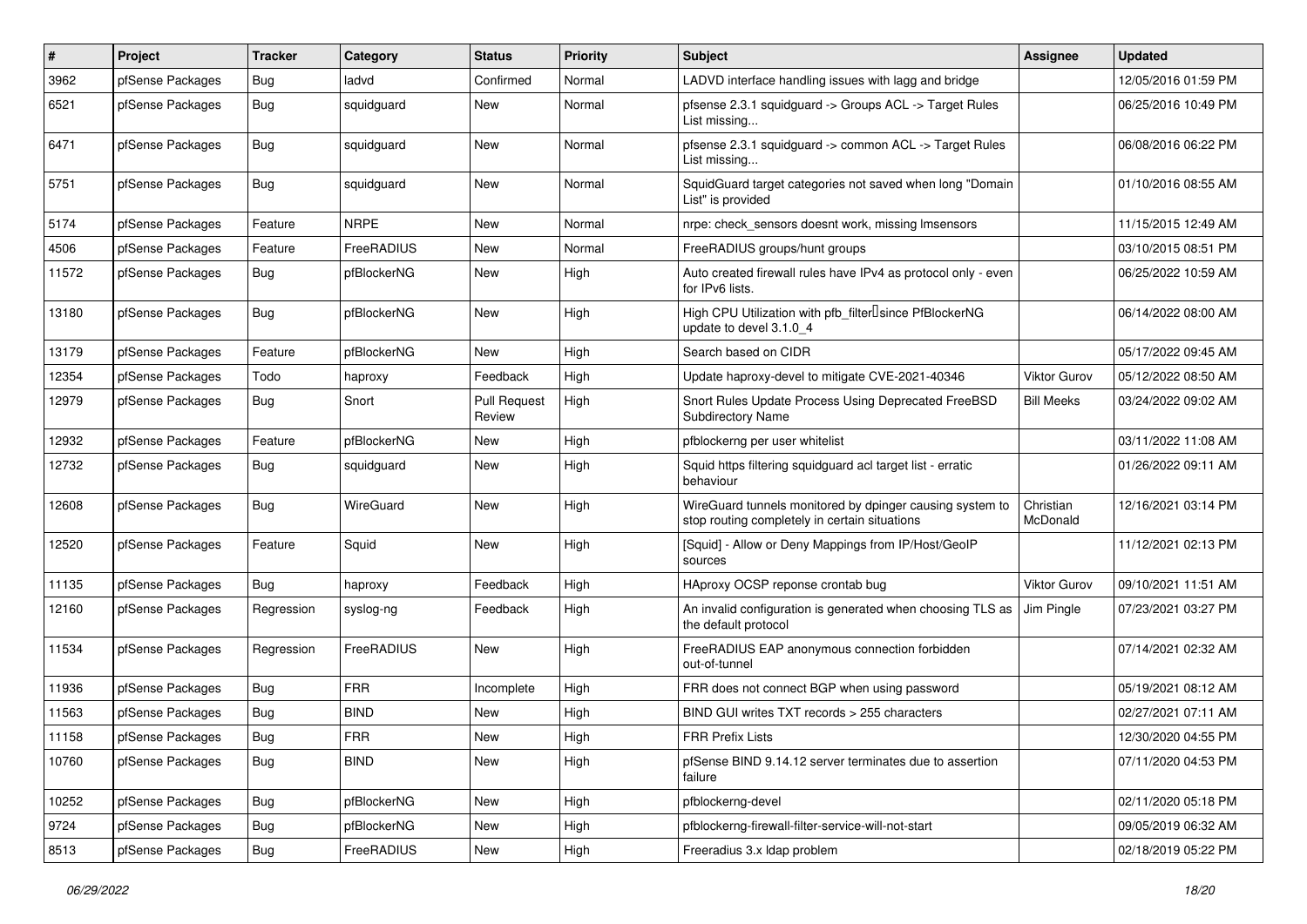| # | Project | Tracker | Category | Status | Priority | Subject | Assignee | Updated |
|---|---|---|---|---|---|---|---|---|
| 3962 | pfSense Packages | Bug | ladvd | Confirmed | Normal | LADVD interface handling issues with lagg and bridge | | 12/05/2016 01:59 PM |
| 6521 | pfSense Packages | Bug | squidguard | New | Normal | pfsense 2.3.1 squidguard -> Groups ACL -> Target Rules List missing... | | 06/25/2016 10:49 PM |
| 6471 | pfSense Packages | Bug | squidguard | New | Normal | pfsense 2.3.1 squidguard -> common ACL -> Target Rules List missing... | | 06/08/2016 06:22 PM |
| 5751 | pfSense Packages | Bug | squidguard | New | Normal | SquidGuard target categories not saved when long "Domain List" is provided | | 01/10/2016 08:55 AM |
| 5174 | pfSense Packages | Feature | NRPE | New | Normal | nrpe: check_sensors doesnt work, missing lmsensors | | 11/15/2015 12:49 AM |
| 4506 | pfSense Packages | Feature | FreeRADIUS | New | Normal | FreeRADIUS groups/hunt groups | | 03/10/2015 08:51 PM |
| 11572 | pfSense Packages | Bug | pfBlockerNG | New | High | Auto created firewall rules have IPv4 as protocol only - even for IPv6 lists. | | 06/25/2022 10:59 AM |
| 13180 | pfSense Packages | Bug | pfBlockerNG | New | High | High CPU Utilization with pfb_filter since PfBlockerNG update to devel 3.1.0_4 | | 06/14/2022 08:00 AM |
| 13179 | pfSense Packages | Feature | pfBlockerNG | New | High | Search based on CIDR | | 05/17/2022 09:45 AM |
| 12354 | pfSense Packages | Todo | haproxy | Feedback | High | Update haproxy-devel to mitigate CVE-2021-40346 | Viktor Gurov | 05/12/2022 08:50 AM |
| 12979 | pfSense Packages | Bug | Snort | Pull Request Review | High | Snort Rules Update Process Using Deprecated FreeBSD Subdirectory Name | Bill Meeks | 03/24/2022 09:02 AM |
| 12932 | pfSense Packages | Feature | pfBlockerNG | New | High | pfblockerng per user whitelist | | 03/11/2022 11:08 AM |
| 12732 | pfSense Packages | Bug | squidguard | New | High | Squid https filtering squidguard acl target list - erratic behaviour | | 01/26/2022 09:11 AM |
| 12608 | pfSense Packages | Bug | WireGuard | New | High | WireGuard tunnels monitored by dpinger causing system to stop routing completely in certain situations | Christian McDonald | 12/16/2021 03:14 PM |
| 12520 | pfSense Packages | Feature | Squid | New | High | [Squid] - Allow or Deny Mappings from IP/Host/GeoIP sources | | 11/12/2021 02:13 PM |
| 11135 | pfSense Packages | Bug | haproxy | Feedback | High | HAproxy OCSP reponse crontab bug | Viktor Gurov | 09/10/2021 11:51 AM |
| 12160 | pfSense Packages | Regression | syslog-ng | Feedback | High | An invalid configuration is generated when choosing TLS as the default protocol | Jim Pingle | 07/23/2021 03:27 PM |
| 11534 | pfSense Packages | Regression | FreeRADIUS | New | High | FreeRADIUS EAP anonymous connection forbidden out-of-tunnel | | 07/14/2021 02:32 AM |
| 11936 | pfSense Packages | Bug | FRR | Incomplete | High | FRR does not connect BGP when using password | | 05/19/2021 08:12 AM |
| 11563 | pfSense Packages | Bug | BIND | New | High | BIND GUI writes TXT records > 255 characters | | 02/27/2021 07:11 AM |
| 11158 | pfSense Packages | Bug | FRR | New | High | FRR Prefix Lists | | 12/30/2020 04:55 PM |
| 10760 | pfSense Packages | Bug | BIND | New | High | pfSense BIND 9.14.12 server terminates due to assertion failure | | 07/11/2020 04:53 PM |
| 10252 | pfSense Packages | Bug | pfBlockerNG | New | High | pfblockerng-devel | | 02/11/2020 05:18 PM |
| 9724 | pfSense Packages | Bug | pfBlockerNG | New | High | pfblockerng-firewall-filter-service-will-not-start | | 09/05/2019 06:32 AM |
| 8513 | pfSense Packages | Bug | FreeRADIUS | New | High | Freeradius 3.x ldap problem | | 02/18/2019 05:22 PM |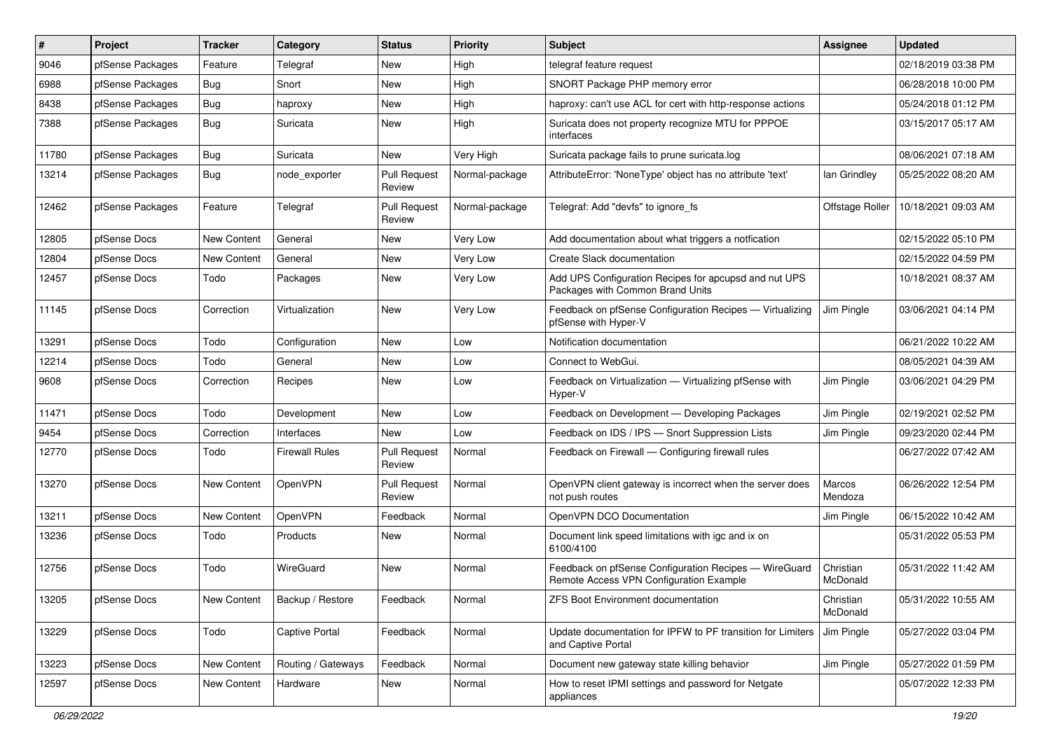| # | Project | Tracker | Category | Status | Priority | Subject | Assignee | Updated |
|---|---|---|---|---|---|---|---|---|
| 9046 | pfSense Packages | Feature | Telegraf | New | High | telegraf feature request | | 02/18/2019 03:38 PM |
| 6988 | pfSense Packages | Bug | Snort | New | High | SNORT Package PHP memory error | | 06/28/2018 10:00 PM |
| 8438 | pfSense Packages | Bug | haproxy | New | High | haproxy: can't use ACL for cert with http-response actions | | 05/24/2018 01:12 PM |
| 7388 | pfSense Packages | Bug | Suricata | New | High | Suricata does not property recognize MTU for PPPOE interfaces | | 03/15/2017 05:17 AM |
| 11780 | pfSense Packages | Bug | Suricata | New | Very High | Suricata package fails to prune suricata.log | | 08/06/2021 07:18 AM |
| 13214 | pfSense Packages | Bug | node_exporter | Pull Request Review | Normal-package | AttributeError: 'NoneType' object has no attribute 'text' | Ian Grindley | 05/25/2022 08:20 AM |
| 12462 | pfSense Packages | Feature | Telegraf | Pull Request Review | Normal-package | Telegraf: Add "devfs" to ignore_fs | Offstage Roller | 10/18/2021 09:03 AM |
| 12805 | pfSense Docs | New Content | General | New | Very Low | Add documentation about what triggers a notfication | | 02/15/2022 05:10 PM |
| 12804 | pfSense Docs | New Content | General | New | Very Low | Create Slack documentation | | 02/15/2022 04:59 PM |
| 12457 | pfSense Docs | Todo | Packages | New | Very Low | Add UPS Configuration Recipes for apcupsd and nut UPS Packages with Common Brand Units | | 10/18/2021 08:37 AM |
| 11145 | pfSense Docs | Correction | Virtualization | New | Very Low | Feedback on pfSense Configuration Recipes — Virtualizing pfSense with Hyper-V | Jim Pingle | 03/06/2021 04:14 PM |
| 13291 | pfSense Docs | Todo | Configuration | New | Low | Notification documentation | | 06/21/2022 10:22 AM |
| 12214 | pfSense Docs | Todo | General | New | Low | Connect to WebGui. | | 08/05/2021 04:39 AM |
| 9608 | pfSense Docs | Correction | Recipes | New | Low | Feedback on Virtualization — Virtualizing pfSense with Hyper-V | Jim Pingle | 03/06/2021 04:29 PM |
| 11471 | pfSense Docs | Todo | Development | New | Low | Feedback on Development — Developing Packages | Jim Pingle | 02/19/2021 02:52 PM |
| 9454 | pfSense Docs | Correction | Interfaces | New | Low | Feedback on IDS / IPS — Snort Suppression Lists | Jim Pingle | 09/23/2020 02:44 PM |
| 12770 | pfSense Docs | Todo | Firewall Rules | Pull Request Review | Normal | Feedback on Firewall — Configuring firewall rules | | 06/27/2022 07:42 AM |
| 13270 | pfSense Docs | New Content | OpenVPN | Pull Request Review | Normal | OpenVPN client gateway is incorrect when the server does not push routes | Marcos Mendoza | 06/26/2022 12:54 PM |
| 13211 | pfSense Docs | New Content | OpenVPN | Feedback | Normal | OpenVPN DCO Documentation | Jim Pingle | 06/15/2022 10:42 AM |
| 13236 | pfSense Docs | Todo | Products | New | Normal | Document link speed limitations with igc and ix on 6100/4100 | | 05/31/2022 05:53 PM |
| 12756 | pfSense Docs | Todo | WireGuard | New | Normal | Feedback on pfSense Configuration Recipes — WireGuard Remote Access VPN Configuration Example | Christian McDonald | 05/31/2022 11:42 AM |
| 13205 | pfSense Docs | New Content | Backup / Restore | Feedback | Normal | ZFS Boot Environment documentation | Christian McDonald | 05/31/2022 10:55 AM |
| 13229 | pfSense Docs | Todo | Captive Portal | Feedback | Normal | Update documentation for IPFW to PF transition for Limiters and Captive Portal | Jim Pingle | 05/27/2022 03:04 PM |
| 13223 | pfSense Docs | New Content | Routing / Gateways | Feedback | Normal | Document new gateway state killing behavior | Jim Pingle | 05/27/2022 01:59 PM |
| 12597 | pfSense Docs | New Content | Hardware | New | Normal | How to reset IPMI settings and password for Netgate appliances | | 05/07/2022 12:33 PM |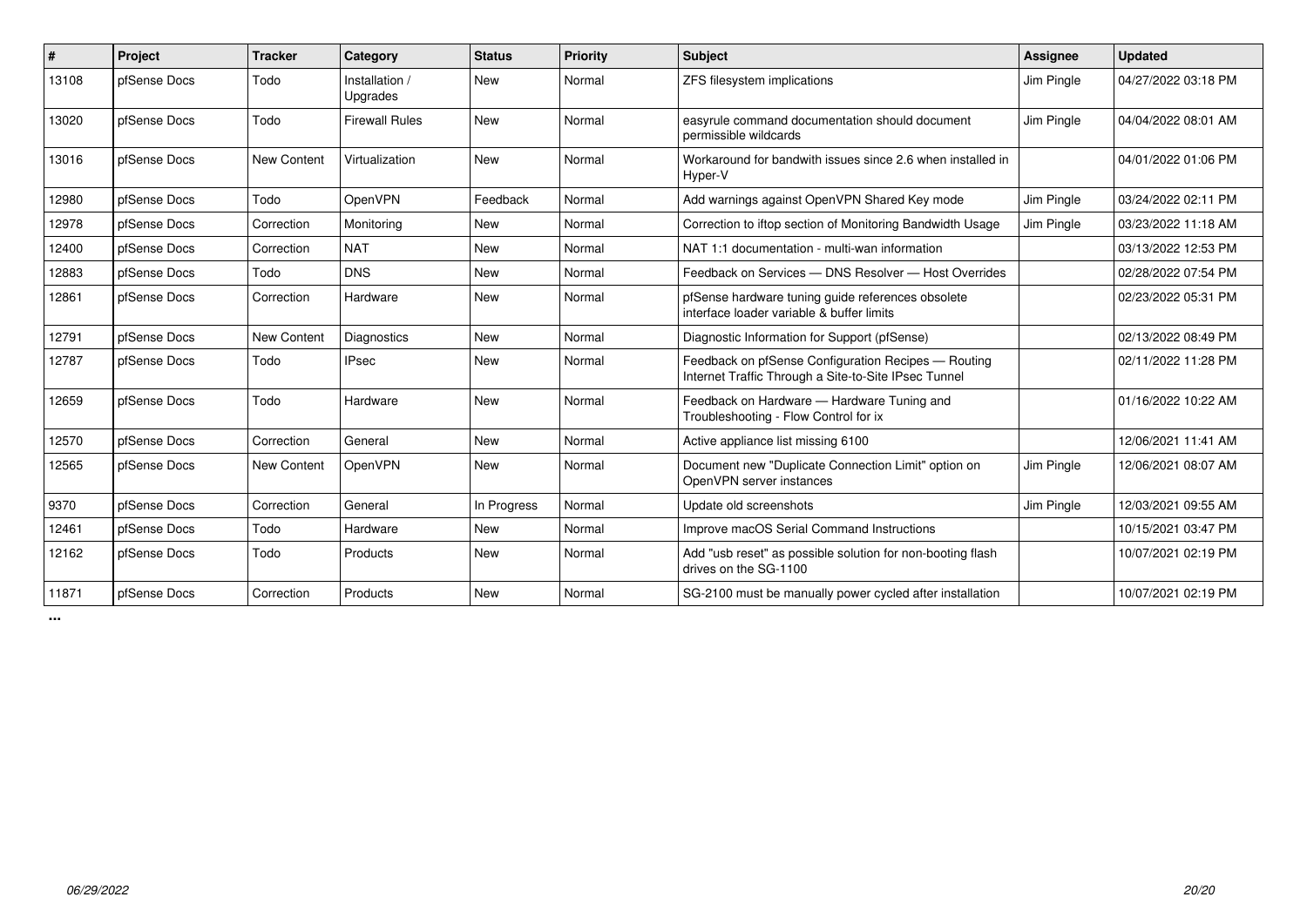| # | Project | Tracker | Category | Status | Priority | Subject | Assignee | Updated |
|---|---|---|---|---|---|---|---|---|
| 13108 | pfSense Docs | Todo | Installation / Upgrades | New | Normal | ZFS filesystem implications | Jim Pingle | 04/27/2022 03:18 PM |
| 13020 | pfSense Docs | Todo | Firewall Rules | New | Normal | easyrule command documentation should document permissible wildcards | Jim Pingle | 04/04/2022 08:01 AM |
| 13016 | pfSense Docs | New Content | Virtualization | New | Normal | Workaround for bandwith issues since 2.6 when installed in Hyper-V | | 04/01/2022 01:06 PM |
| 12980 | pfSense Docs | Todo | OpenVPN | Feedback | Normal | Add warnings against OpenVPN Shared Key mode | Jim Pingle | 03/24/2022 02:11 PM |
| 12978 | pfSense Docs | Correction | Monitoring | New | Normal | Correction to iftop section of Monitoring Bandwidth Usage | Jim Pingle | 03/23/2022 11:18 AM |
| 12400 | pfSense Docs | Correction | NAT | New | Normal | NAT 1:1 documentation - multi-wan information | | 03/13/2022 12:53 PM |
| 12883 | pfSense Docs | Todo | DNS | New | Normal | Feedback on Services — DNS Resolver — Host Overrides | | 02/28/2022 07:54 PM |
| 12861 | pfSense Docs | Correction | Hardware | New | Normal | pfSense hardware tuning guide references obsolete interface loader variable & buffer limits | | 02/23/2022 05:31 PM |
| 12791 | pfSense Docs | New Content | Diagnostics | New | Normal | Diagnostic Information for Support (pfSense) | | 02/13/2022 08:49 PM |
| 12787 | pfSense Docs | Todo | IPsec | New | Normal | Feedback on pfSense Configuration Recipes — Routing Internet Traffic Through a Site-to-Site IPsec Tunnel | | 02/11/2022 11:28 PM |
| 12659 | pfSense Docs | Todo | Hardware | New | Normal | Feedback on Hardware — Hardware Tuning and Troubleshooting - Flow Control for ix | | 01/16/2022 10:22 AM |
| 12570 | pfSense Docs | Correction | General | New | Normal | Active appliance list missing 6100 | | 12/06/2021 11:41 AM |
| 12565 | pfSense Docs | New Content | OpenVPN | New | Normal | Document new "Duplicate Connection Limit" option on OpenVPN server instances | Jim Pingle | 12/06/2021 08:07 AM |
| 9370 | pfSense Docs | Correction | General | In Progress | Normal | Update old screenshots | Jim Pingle | 12/03/2021 09:55 AM |
| 12461 | pfSense Docs | Todo | Hardware | New | Normal | Improve macOS Serial Command Instructions | | 10/15/2021 03:47 PM |
| 12162 | pfSense Docs | Todo | Products | New | Normal | Add "usb reset" as possible solution for non-booting flash drives on the SG-1100 | | 10/07/2021 02:19 PM |
| 11871 | pfSense Docs | Correction | Products | New | Normal | SG-2100 must be manually power cycled after installation | | 10/07/2021 02:19 PM |

...